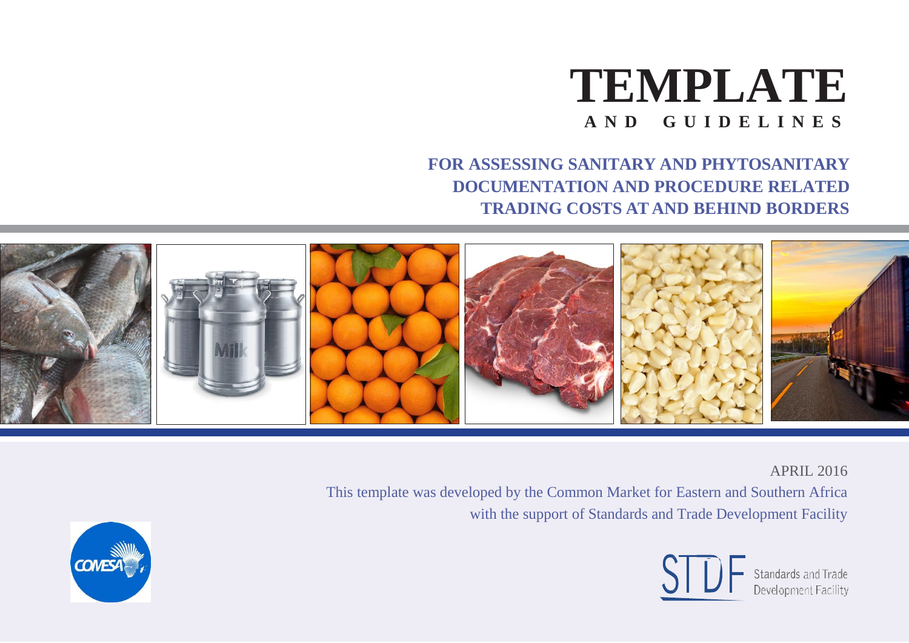# TEMPLATE

## AND GUIDELINES

### FOR ASSESSING SANITARY AND PHYTOSANITARY DOCUMENTATION AND PROCEDURE RELATED TRADING COSTS AT AND BEHIND BORDERS

APRIL 2016

This template was developed by the Common Market for Eastern and Southern Africa with the support of Standards and Trade Development Facility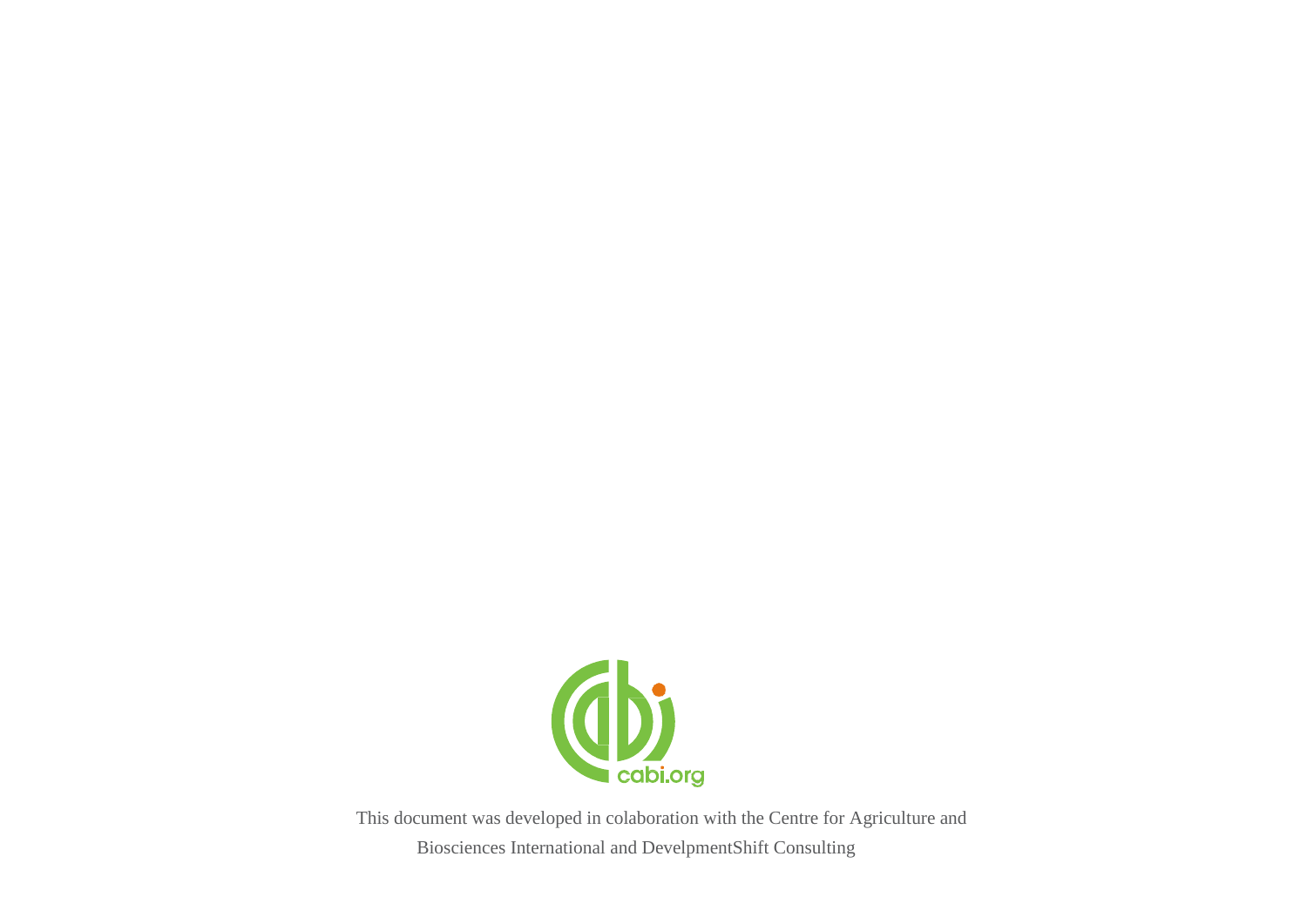cabi.org

This document was developed in colaboration with the Centre for Agriculture and Biosciences International and DevelpmentShift Consulting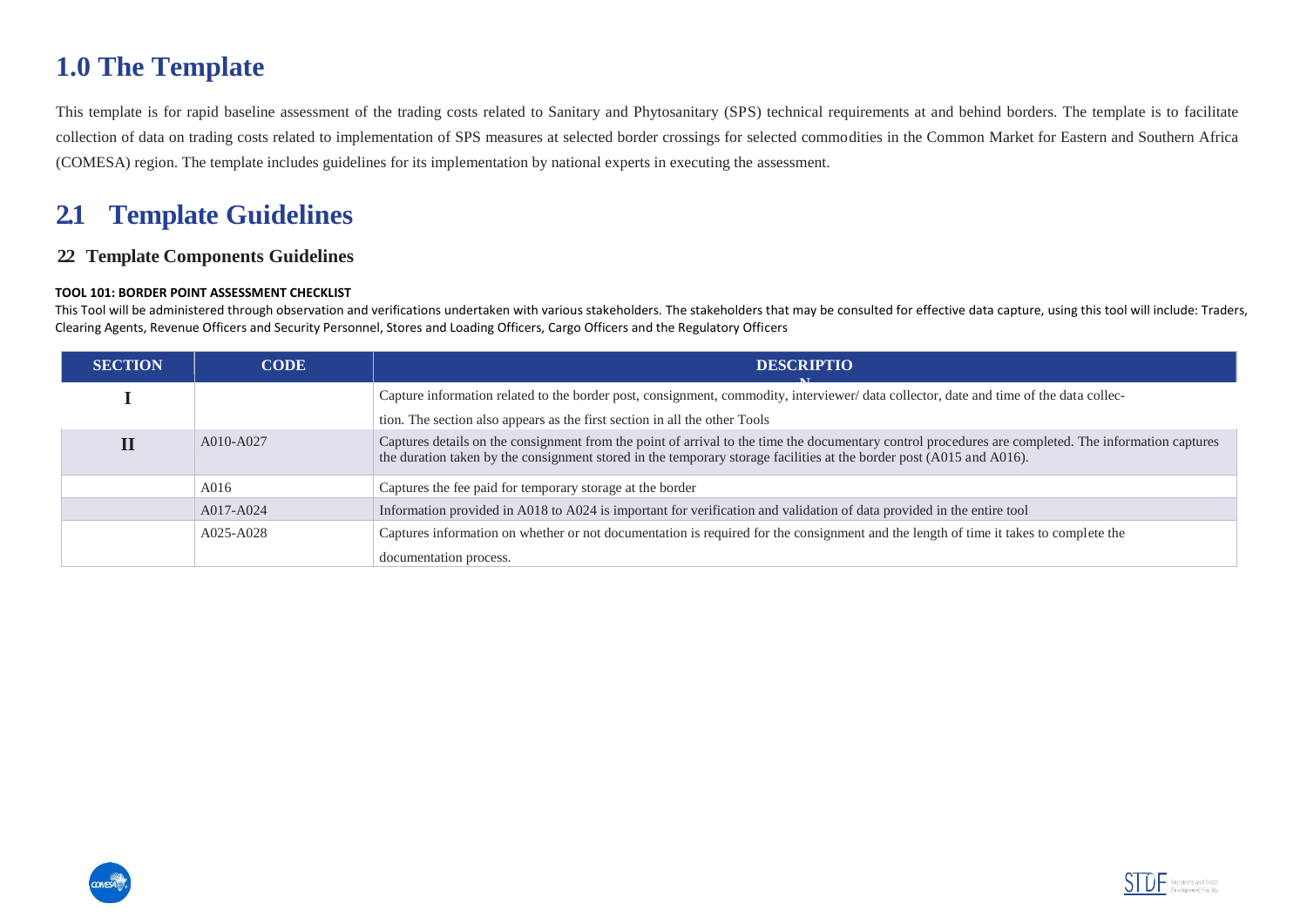# 1.0 The Template

This template is for rapid baseline assessment of the trading costs related to Sanitary and Phytosanitary (SPS) technical requirements at and behind borders. The template is to facilitate collection of data on trading costs related to implementation of SPS measures at selected border crossings for selected commodities in the Common Market for Eastern and Southern Africa (COMESA) region. The template includes guidelines for its implementation by national experts in executing the assessment.

# 2.1 Template Guidelines

## 2.2 Template Components Guidelines

**TOOL 101: BORDER POINT ASSESSMENT CHECKLIST**

This Tool will be administered through observation and verifications undertaken with various stakeholders. The stakeholders that may be consulted for effective data capture, using this tool will include: Traders, Clearing Agents, Revenue Officers and Security Personnel, Stores and Loading Officers, Cargo Officers and the Regulatory Officers

| SECTION | CODE | DESCRIPTION |
|---|---|---|
| I | | Capture information related to the border post, consignment, commodity, interviewer/ data collector, date and time of the data collection. The section also appears as the first section in all the other Tools |
| II | A010-A027 | Captures details on the consignment from the point of arrival to the time the documentary control procedures are completed. The information captures the duration taken by the consignment stored in the temporary storage facilities at the border post (A015 and A016). |
| | A016 | Captures the fee paid for temporary storage at the border |
| | A017-A024 | Information provided in A018 to A024 is important for verification and validation of data provided in the entire tool |
| | A025-A028 | Captures information on whether or not documentation is required for the consignment and the length of time it takes to complete the documentation process. |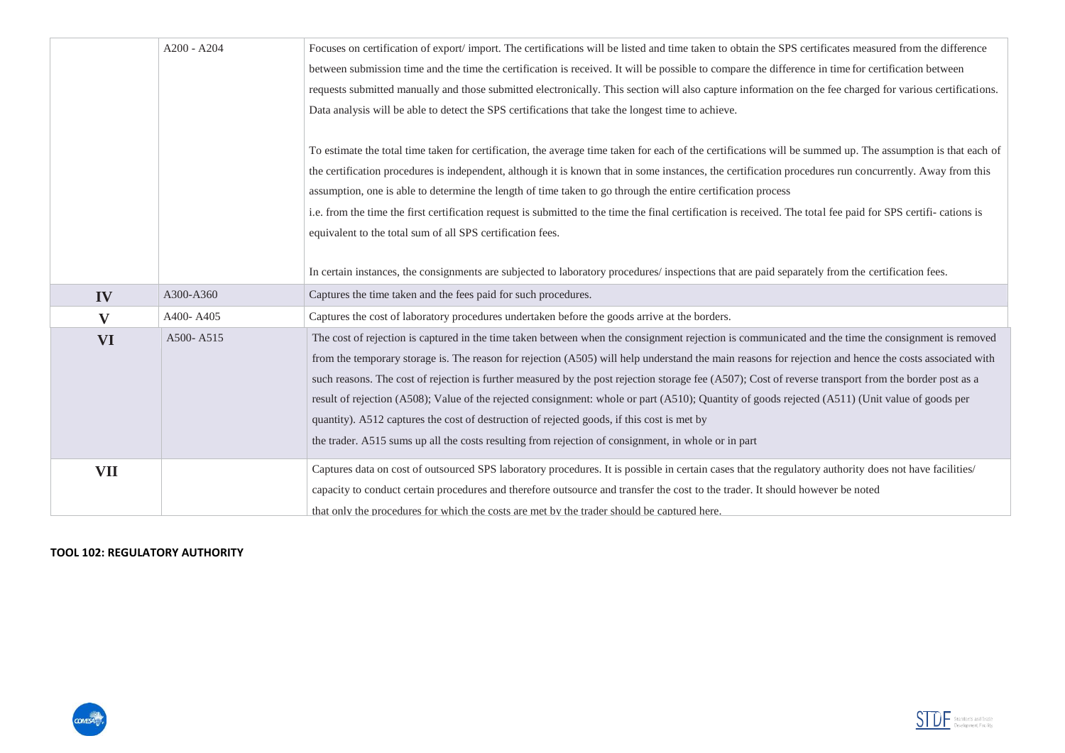|  |  |  |
|---|---|---|
|  | A200 - A204 | Focuses on certification of export/ import. The certifications will be listed and time taken to obtain the SPS certificates measured from the difference between submission time and the time the certification is received. It will be possible to compare the difference in time for certification between requests submitted manually and those submitted electronically. This section will also capture information on the fee charged for various certifications. Data analysis will be able to detect the SPS certifications that take the longest time to achieve.<br><br>To estimate the total time taken for certification, the average time taken for each of the certifications will be summed up. The assumption is that each of the certification procedures is independent, although it is known that in some instances, the certification procedures run concurrently. Away from this assumption, one is able to determine the length of time taken to go through the entire certification process i.e. from the time the first certification request is submitted to the time the final certification is received. The total fee paid for SPS certifi- cations is equivalent to the total sum of all SPS certification fees.<br><br>In certain instances, the consignments are subjected to laboratory procedures/ inspections that are paid separately from the certification fees. |
| **IV** | A300-A360 | Captures the time taken and the fees paid for such procedures. |
| **V** | A400- A405 | Captures the cost of laboratory procedures undertaken before the goods arrive at the borders. |
| **VI** | A500- A515 | The cost of rejection is captured in the time taken between when the consignment rejection is communicated and the time the consignment is removed from the temporary storage is. The reason for rejection (A505) will help understand the main reasons for rejection and hence the costs associated with such reasons. The cost of rejection is further measured by the post rejection storage fee (A507); Cost of reverse transport from the border post as a result of rejection (A508); Value of the rejected consignment: whole or part (A510); Quantity of goods rejected (A511) (Unit value of goods per quantity). A512 captures the cost of destruction of rejected goods, if this cost is met by the trader. A515 sums up all the costs resulting from rejection of consignment, in whole or in part |
| **VII** |  | Captures data on cost of outsourced SPS laboratory procedures. It is possible in certain cases that the regulatory authority does not have facilities/ capacity to conduct certain procedures and therefore outsource and transfer the cost to the trader. It should however be noted that only the procedures for which the costs are met by the trader should be captured here. |

**TOOL 102: REGULATORY AUTHORITY**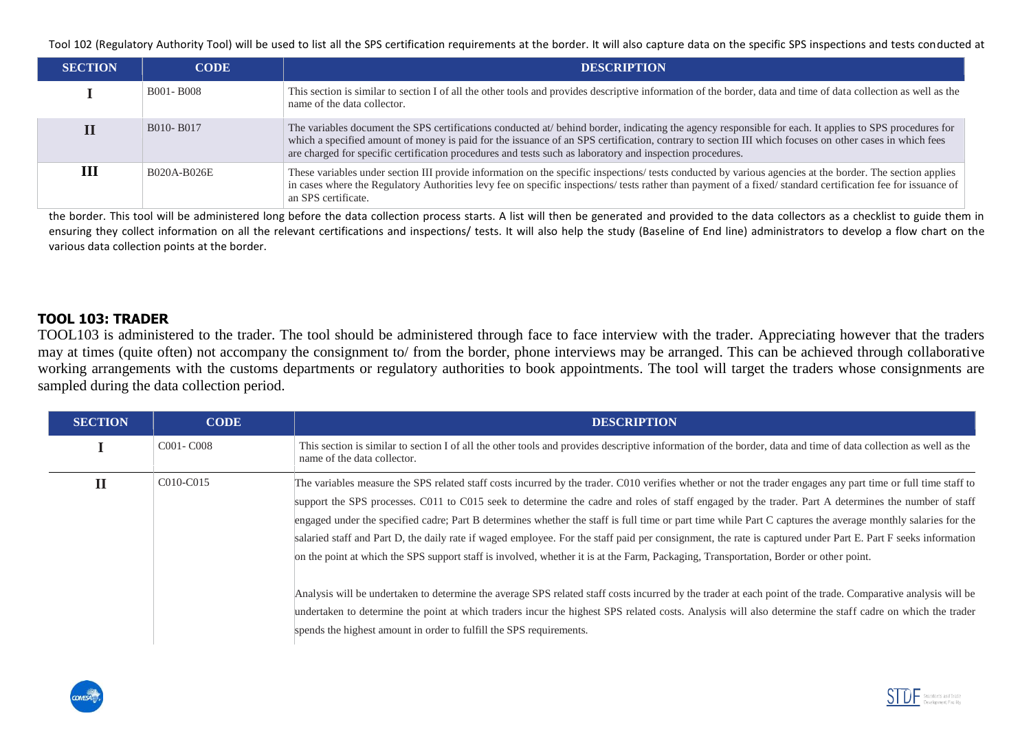Tool 102 (Regulatory Authority Tool) will be used to list all the SPS certification requirements at the border. It will also capture data on the specific SPS inspections and tests conducted at the border. This tool will be administered long before the data collection process starts. A list will then be generated and provided to the data collectors as a checklist to guide them in ensuring they collect information on all the relevant certifications and inspections/ tests. It will also help the study (Baseline of End line) administrators to develop a flow chart on the various data collection points at the border.

| SECTION | CODE | DESCRIPTION |
|---|---|---|
| I | B001- B008 | This section is similar to section I of all the other tools and provides descriptive information of the border, data and time of data collection as well as the name of the data collector. |
| II | B010- B017 | The variables document the SPS certifications conducted at/ behind border, indicating the agency responsible for each. It applies to SPS procedures for which a specified amount of money is paid for the issuance of an SPS certification, contrary to section III which focuses on other cases in which fees are charged for specific certification procedures and tests such as laboratory and inspection procedures. |
| III | B020A-B026E | These variables under section III provide information on the specific inspections/ tests conducted by various agencies at the border. The section applies in cases where the Regulatory Authorities levy fee on specific inspections/ tests rather than payment of a fixed/ standard certification fee for issuance of an SPS certificate. |

### TOOL 103: TRADER

TOOL103 is administered to the trader. The tool should be administered through face to face interview with the trader. Appreciating however that the traders may at times (quite often) not accompany the consignment to/ from the border, phone interviews may be arranged. This can be achieved through collaborative working arrangements with the customs departments or regulatory authorities to book appointments. The tool will target the traders whose consignments are sampled during the data collection period.

| SECTION | CODE | DESCRIPTION |
|---|---|---|
| I | C001- C008 | This section is similar to section I of all the other tools and provides descriptive information of the border, data and time of data collection as well as the name of the data collector. |
| II | C010-C015 | The variables measure the SPS related staff costs incurred by the trader. C010 verifies whether or not the trader engages any part time or full time staff to support the SPS processes. C011 to C015 seek to determine the cadre and roles of staff engaged by the trader. Part A determines the number of staff engaged under the specified cadre; Part B determines whether the staff is full time or part time while Part C captures the average monthly salaries for the salaried staff and Part D, the daily rate if waged employee. For the staff paid per consignment, the rate is captured under Part E. Part F seeks information on the point at which the SPS support staff is involved, whether it is at the Farm, Packaging, Transportation, Border or other point.<br><br>Analysis will be undertaken to determine the average SPS related staff costs incurred by the trader at each point of the trade. Comparative analysis will be undertaken to determine the point at which traders incur the highest SPS related costs. Analysis will also determine the staff cadre on which the trader spends the highest amount in order to fulfill the SPS requirements. |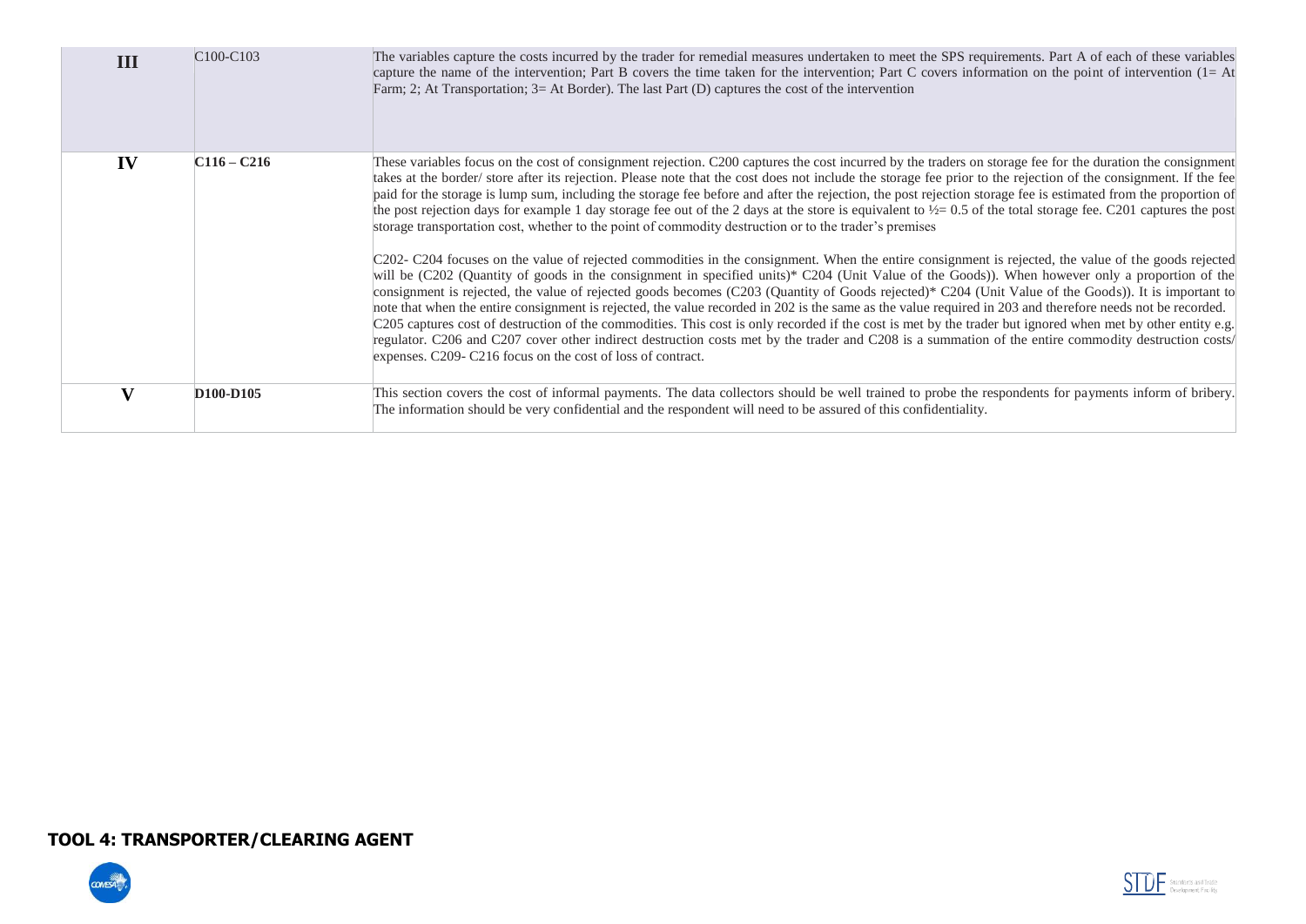| | | |
|---|---|---|
| **III** | C100-C103 | The variables capture the costs incurred by the trader for remedial measures undertaken to meet the SPS requirements. Part A of each of these variables capture the name of the intervention; Part B covers the time taken for the intervention; Part C covers information on the point of intervention (1= At Farm; 2; At Transportation; 3= At Border). The last Part (D) captures the cost of the intervention |
| **IV** | **C116 – C216** | These variables focus on the cost of consignment rejection. C200 captures the cost incurred by the traders on storage fee for the duration the consignment takes at the border/ store after its rejection. Please note that the cost does not include the storage fee prior to the rejection of the consignment. If the fee paid for the storage is lump sum, including the storage fee before and after the rejection, the post rejection storage fee is estimated from the proportion of the post rejection days for example 1 day storage fee out of the 2 days at the store is equivalent to ½= 0.5 of the total storage fee. C201 captures the post storage transportation cost, whether to the point of commodity destruction or to the trader's premises<br><br>C202- C204 focuses on the value of rejected commodities in the consignment. When the entire consignment is rejected, the value of the goods rejected will be (C202 (Quantity of goods in the consignment in specified units)* C204 (Unit Value of the Goods)). When however only a proportion of the consignment is rejected, the value of rejected goods becomes (C203 (Quantity of Goods rejected)* C204 (Unit Value of the Goods)). It is important to note that when the entire consignment is rejected, the value recorded in 202 is the same as the value required in 203 and therefore needs not be recorded. C205 captures cost of destruction of the commodities. This cost is only recorded if the cost is met by the trader but ignored when met by other entity e.g. regulator. C206 and C207 cover other indirect destruction costs met by the trader and C208 is a summation of the entire commodity destruction costs/ expenses. C209- C216 focus on the cost of loss of contract. |
| **V** | **D100-D105** | This section covers the cost of informal payments. The data collectors should be well trained to probe the respondents for payments inform of bribery. The information should be very confidential and the respondent will need to be assured of this confidentiality. |

## TOOL 4: TRANSPORTER/CLEARING AGENT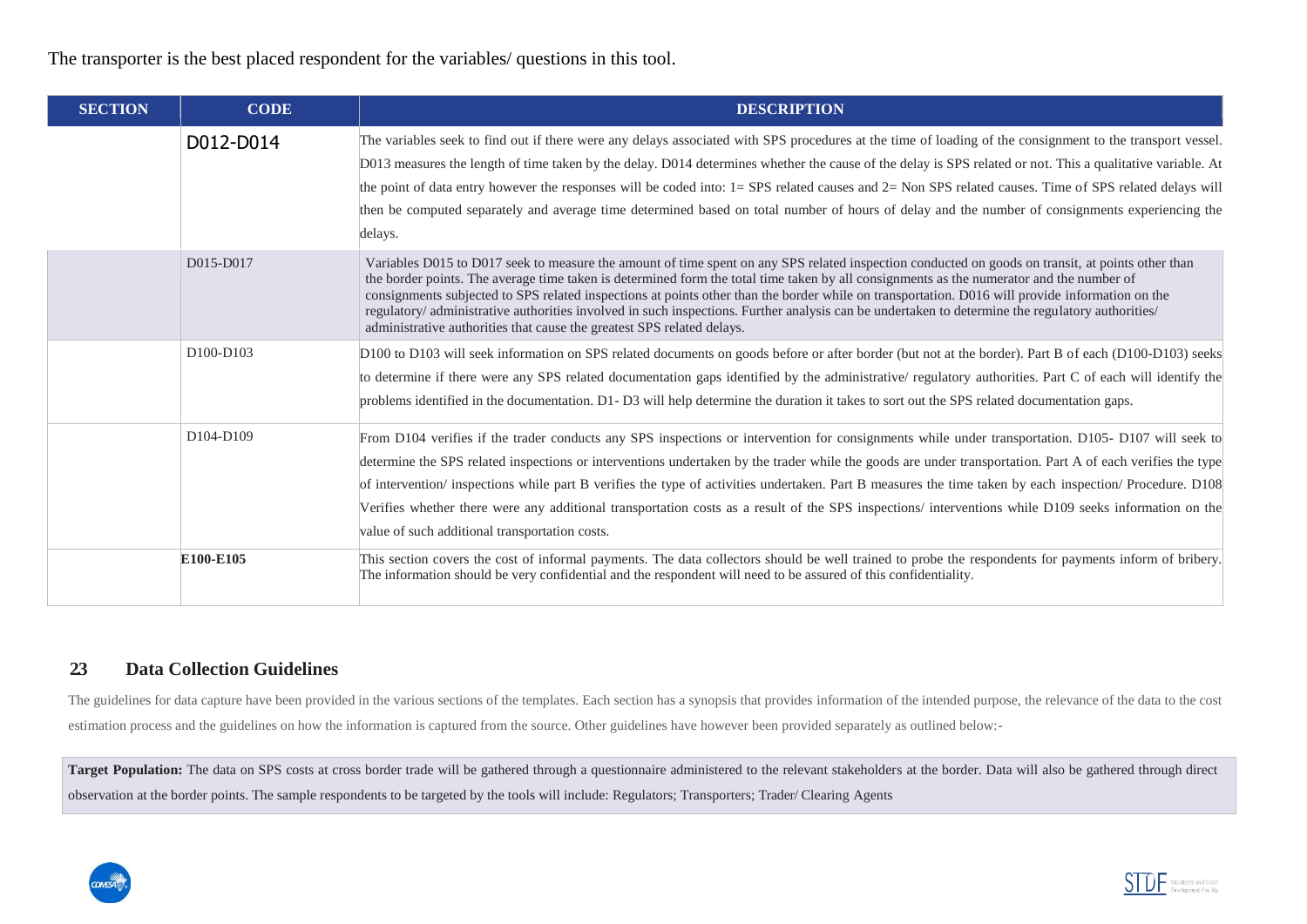The transporter is the best placed respondent for the variables/ questions in this tool.

| SECTION | CODE | DESCRIPTION |
|---|---|---|
| | D012-D014 | The variables seek to find out if there were any delays associated with SPS procedures at the time of loading of the consignment to the transport vessel. D013 measures the length of time taken by the delay. D014 determines whether the cause of the delay is SPS related or not. This a qualitative variable. At the point of data entry however the responses will be coded into: 1= SPS related causes and 2= Non SPS related causes. Time of SPS related delays will then be computed separately and average time determined based on total number of hours of delay and the number of consignments experiencing the delays. |
| | D015-D017 | Variables D015 to D017 seek to measure the amount of time spent on any SPS related inspection conducted on goods on transit, at points other than the border points. The average time taken is determined form the total time taken by all consignments as the numerator and the number of consignments subjected to SPS related inspections at points other than the border while on transportation. D016 will provide information on the regulatory/ administrative authorities involved in such inspections. Further analysis can be undertaken to determine the regulatory authorities/ administrative authorities that cause the greatest SPS related delays. |
| | D100-D103 | D100 to D103 will seek information on SPS related documents on goods before or after border (but not at the border). Part B of each (D100-D103) seeks to determine if there were any SPS related documentation gaps identified by the administrative/ regulatory authorities. Part C of each will identify the problems identified in the documentation. D1- D3 will help determine the duration it takes to sort out the SPS related documentation gaps. |
| | D104-D109 | From D104 verifies if the trader conducts any SPS inspections or intervention for consignments while under transportation. D105- D107 will seek to determine the SPS related inspections or interventions undertaken by the trader while the goods are under transportation. Part A of each verifies the type of intervention/ inspections while part B verifies the type of activities undertaken. Part B measures the time taken by each inspection/ Procedure. D108 Verifies whether there were any additional transportation costs as a result of the SPS inspections/ interventions while D109 seeks information on the value of such additional transportation costs. |
| | **E100-E105** | This section covers the cost of informal payments. The data collectors should be well trained to probe the respondents for payments inform of bribery. The information should be very confidential and the respondent will need to be assured of this confidentiality. |

## 23 Data Collection Guidelines

The guidelines for data capture have been provided in the various sections of the templates. Each section has a synopsis that provides information of the intended purpose, the relevance of the data to the cost estimation process and the guidelines on how the information is captured from the source. Other guidelines have however been provided separately as outlined below:-

**Target Population:** The data on SPS costs at cross border trade will be gathered through a questionnaire administered to the relevant stakeholders at the border. Data will also be gathered through direct observation at the border points. The sample respondents to be targeted by the tools will include: Regulators; Transporters; Trader/ Clearing Agents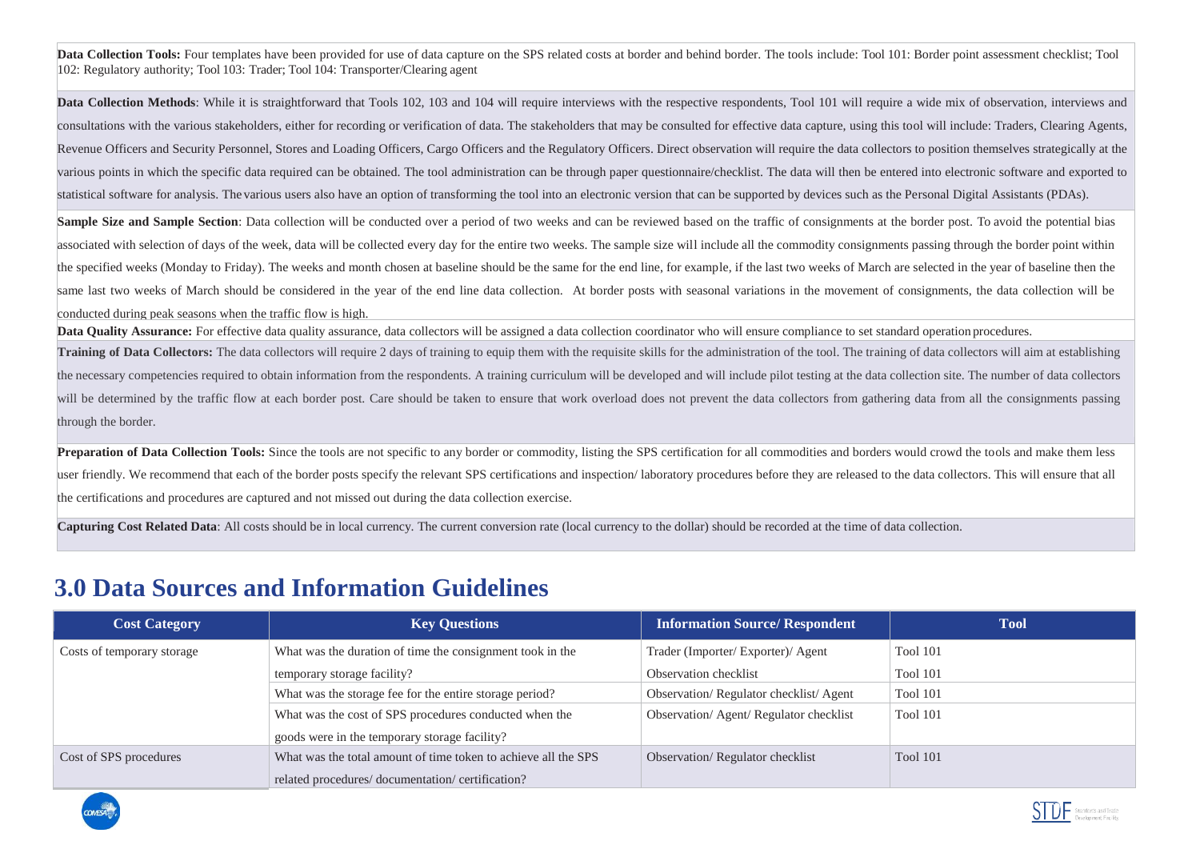**Data Collection Tools:** Four templates have been provided for use of data capture on the SPS related costs at border and behind border. The tools include: Tool 101: Border point assessment checklist; Tool 102: Regulatory authority; Tool 103: Trader; Tool 104: Transporter/Clearing agent

**Data Collection Methods**: While it is straightforward that Tools 102, 103 and 104 will require interviews with the respective respondents, Tool 101 will require a wide mix of observation, interviews and consultations with the various stakeholders, either for recording or verification of data. The stakeholders that may be consulted for effective data capture, using this tool will include: Traders, Clearing Agents, Revenue Officers and Security Personnel, Stores and Loading Officers, Cargo Officers and the Regulatory Officers. Direct observation will require the data collectors to position themselves strategically at the various points in which the specific data required can be obtained. The tool administration can be through paper questionnaire/checklist. The data will then be entered into electronic software and exported to statistical software for analysis. The various users also have an option of transforming the tool into an electronic version that can be supported by devices such as the Personal Digital Assistants (PDAs).

**Sample Size and Sample Section**: Data collection will be conducted over a period of two weeks and can be reviewed based on the traffic of consignments at the border post. To avoid the potential bias associated with selection of days of the week, data will be collected every day for the entire two weeks. The sample size will include all the commodity consignments passing through the border point within the specified weeks (Monday to Friday). The weeks and month chosen at baseline should be the same for the end line, for example, if the last two weeks of March are selected in the year of baseline then the same last two weeks of March should be considered in the year of the end line data collection. At border posts with seasonal variations in the movement of consignments, the data collection will be conducted during peak seasons when the traffic flow is high.

**Data Quality Assurance:** For effective data quality assurance, data collectors will be assigned a data collection coordinator who will ensure compliance to set standard operation procedures.

**Training of Data Collectors:** The data collectors will require 2 days of training to equip them with the requisite skills for the administration of the tool. The training of data collectors will aim at establishing the necessary competencies required to obtain information from the respondents. A training curriculum will be developed and will include pilot testing at the data collection site. The number of data collectors will be determined by the traffic flow at each border post. Care should be taken to ensure that work overload does not prevent the data collectors from gathering data from all the consignments passing through the border.

**Preparation of Data Collection Tools:** Since the tools are not specific to any border or commodity, listing the SPS certification for all commodities and borders would crowd the tools and make them less user friendly. We recommend that each of the border posts specify the relevant SPS certifications and inspection/ laboratory procedures before they are released to the data collectors. This will ensure that all the certifications and procedures are captured and not missed out during the data collection exercise.

**Capturing Cost Related Data**: All costs should be in local currency. The current conversion rate (local currency to the dollar) should be recorded at the time of data collection.

# 3.0 Data Sources and Information Guidelines

| Cost Category | Key Questions | Information Source/ Respondent | Tool |
|---|---|---|---|
| Costs of temporary storage | What was the duration of time the consignment took in the temporary storage facility? | Trader (Importer/ Exporter)/ Agent<br>Observation checklist | Tool 101<br>Tool 101 |
| | What was the storage fee for the entire storage period? | Observation/ Regulator checklist/ Agent | Tool 101 |
| | What was the cost of SPS procedures conducted when the goods were in the temporary storage facility? | Observation/ Agent/ Regulator checklist | Tool 101 |
| Cost of SPS procedures | What was the total amount of time token to achieve all the SPS related procedures/ documentation/ certification? | Observation/ Regulator checklist | Tool 101 |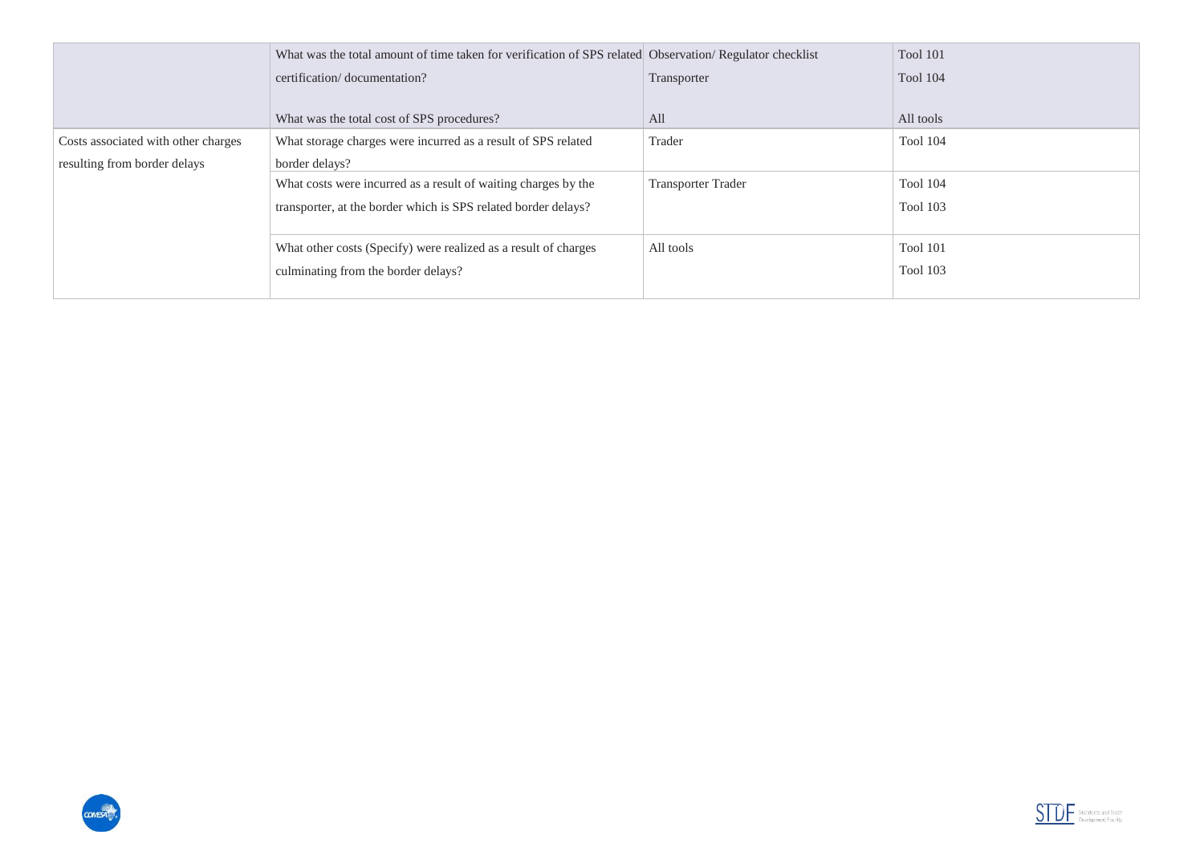| | | | |
|---|---|---|---|
| | What was the total amount of time taken for verification of SPS related certification/ documentation? | Observation/ Regulator checklist<br>Transporter | Tool 101<br>Tool 104 |
| | What was the total cost of SPS procedures? | All | All tools |
| Costs associated with other charges resulting from border delays | What storage charges were incurred as a result of SPS related border delays? | Trader | Tool 104 |
| | What costs were incurred as a result of waiting charges by the transporter, at the border which is SPS related border delays? | Transporter Trader | Tool 104<br>Tool 103 |
| | What other costs (Specify) were realized as a result of charges culminating from the border delays? | All tools | Tool 101<br>Tool 103 |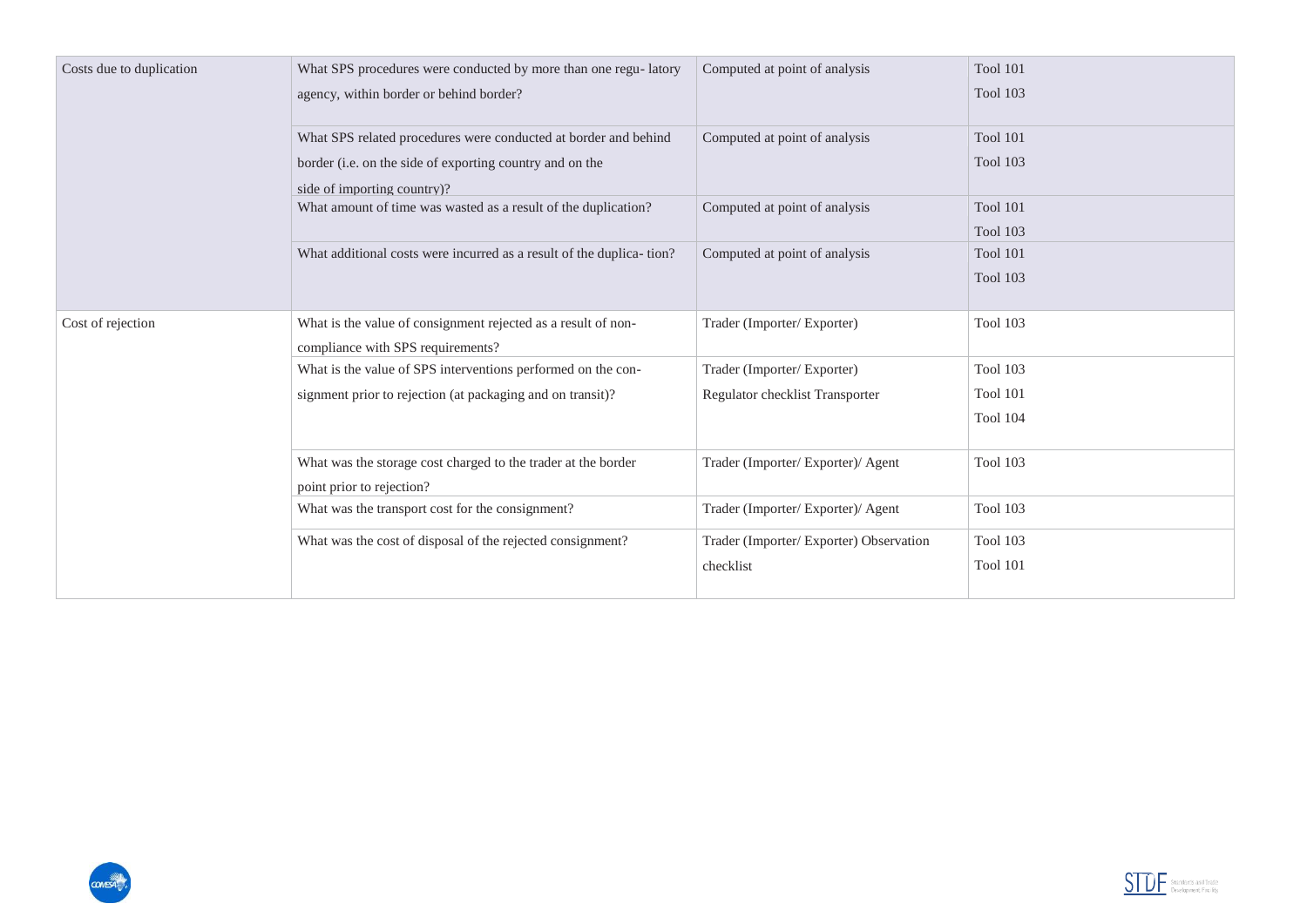| | | | |
|---|---|---|---|
| Costs due to duplication | What SPS procedures were conducted by more than one regu- latory agency, within border or behind border? | Computed at point of analysis | Tool 101<br>Tool 103 |
| | What SPS related procedures were conducted at border and behind border (i.e. on the side of exporting country and on the side of importing country)? | Computed at point of analysis | Tool 101<br>Tool 103 |
| | What amount of time was wasted as a result of the duplication? | Computed at point of analysis | Tool 101<br>Tool 103 |
| | What additional costs were incurred as a result of the duplica- tion? | Computed at point of analysis | Tool 101<br>Tool 103 |
| Cost of rejection | What is the value of consignment rejected as a result of non-compliance with SPS requirements? | Trader (Importer/ Exporter) | Tool 103 |
| | What is the value of SPS interventions performed on the con-signment prior to rejection (at packaging and on transit)? | Trader (Importer/ Exporter)<br>Regulator checklist Transporter | Tool 103<br>Tool 101<br>Tool 104 |
| | What was the storage cost charged to the trader at the border point prior to rejection? | Trader (Importer/ Exporter)/ Agent | Tool 103 |
| | What was the transport cost for the consignment? | Trader (Importer/ Exporter)/ Agent | Tool 103 |
| | What was the cost of disposal of the rejected consignment? | Trader (Importer/ Exporter) Observation checklist | Tool 103<br>Tool 101 |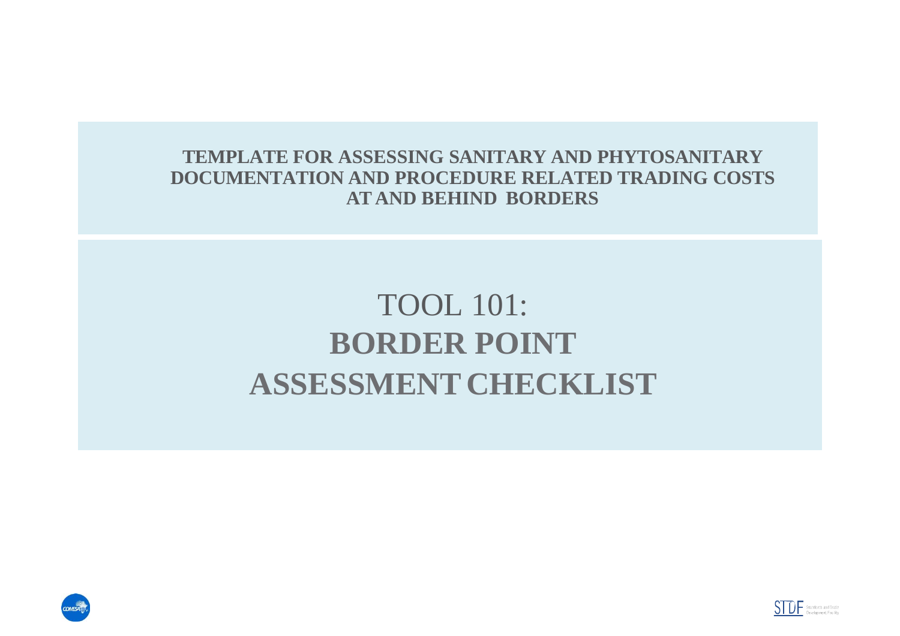**TEMPLATE FOR ASSESSING SANITARY AND PHYTOSANITARY DOCUMENTATION AND PROCEDURE RELATED TRADING COSTS AT AND BEHIND BORDERS**

# TOOL 101:

# BORDER POINT ASSESSMENT CHECKLIST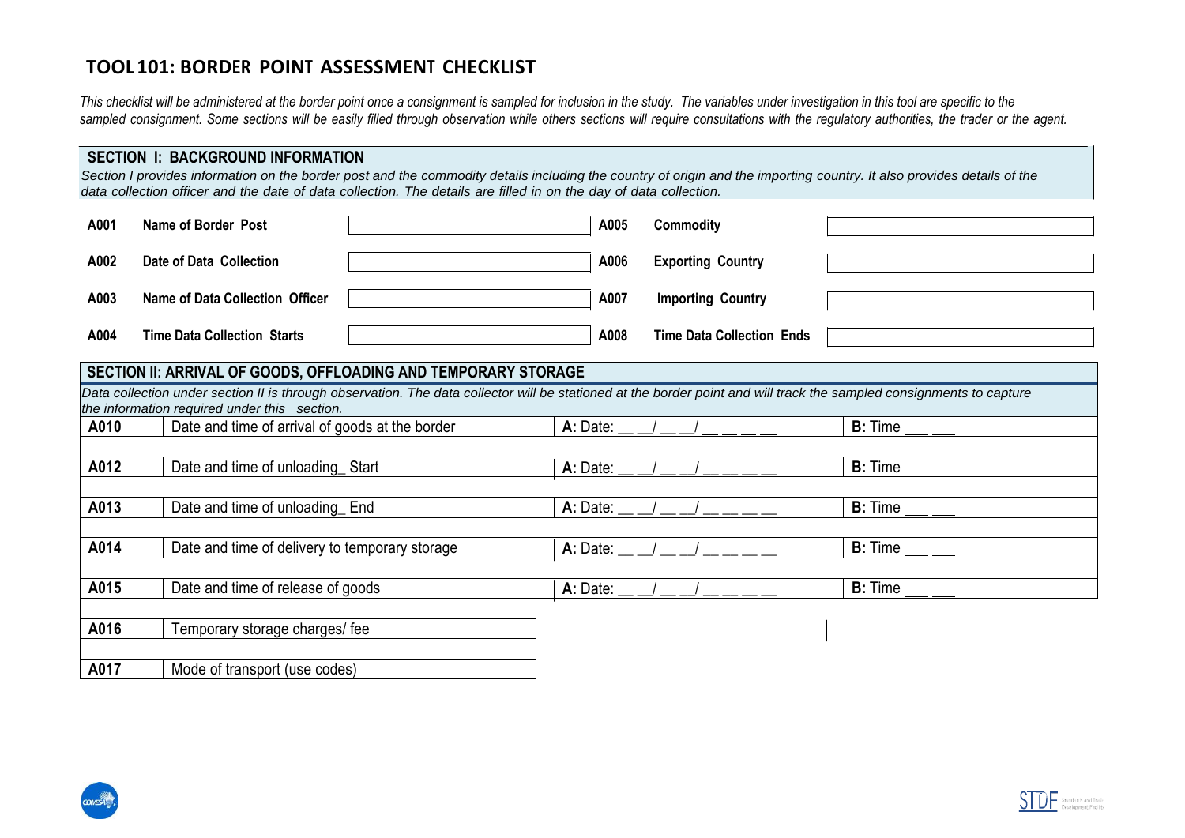# TOOL 101: BORDER POINT ASSESSMENT CHECKLIST

*This checklist will be administered at the border point once a consignment is sampled for inclusion in the study. The variables under investigation in this tool are specific to the sampled consignment. Some sections will be easily filled through observation while others sections will require consultations with the regulatory authorities, the trader or the agent.*

## SECTION I: BACKGROUND INFORMATION

*Section I provides information on the border post and the commodity details including the country of origin and the importing country. It also provides details of the data collection officer and the date of data collection. The details are filled in on the day of data collection.*

| | | | | | |
|---|---|---|---|---|---|
| **A001** | **Name of Border Post** | | **A005** | **Commodity** | |
| **A002** | **Date of Data Collection** | | **A006** | **Exporting Country** | |
| **A003** | **Name of Data Collection Officer** | | **A007** | **Importing Country** | |
| **A004** | **Time Data Collection Starts** | | **A008** | **Time Data Collection Ends** | |

## SECTION II: ARRIVAL OF GOODS, OFFLOADING AND TEMPORARY STORAGE

*Data collection under section II is through observation. The data collector will be stationed at the border point and will track the sampled consignments to capture the information required under this section.*

| | | | |
|---|---|---|---|
| **A010** | Date and time of arrival of goods at the border | **A:** Date: __ __/ __ __/ __ __ __ __ | **B:** Time ___ ___ |
| **A012** | Date and time of unloading_ Start | **A:** Date: __ __/ __ __/ __ __ __ __ | **B:** Time ___ ___ |
| **A013** | Date and time of unloading_ End | **A:** Date: __ __/ __ __/ __ __ __ __ | **B:** Time ___ ___ |
| **A014** | Date and time of delivery to temporary storage | **A:** Date: __ __/ __ __/ __ __ __ __ | **B:** Time ___ ___ |
| **A015** | Date and time of release of goods | **A:** Date: __ __/ __ __/ __ __ __ __ | **B:** Time ___ ___ |
| **A016** | Temporary storage charges/ fee | | |
| **A017** | Mode of transport (use codes) | | |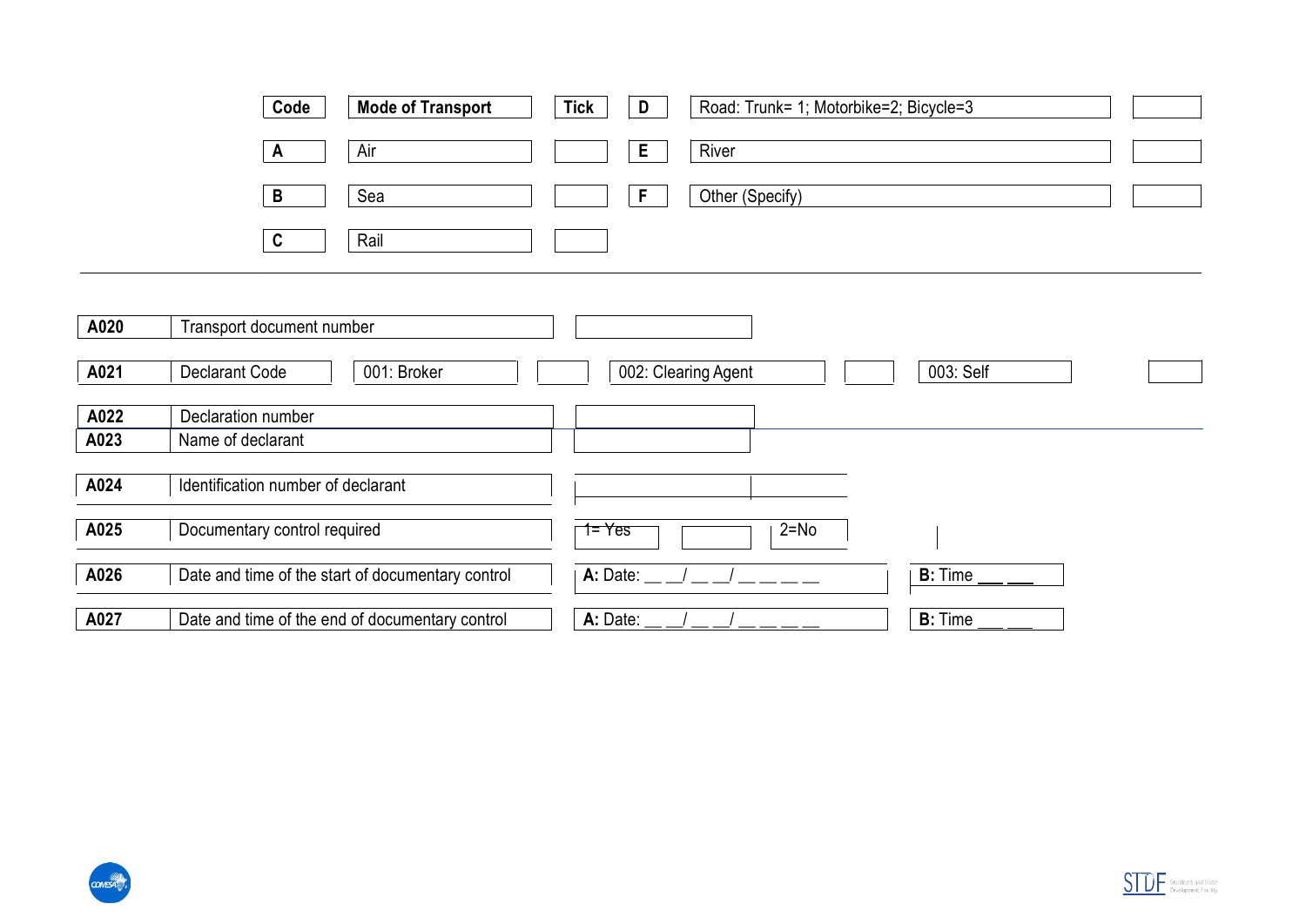| Code | Mode of Transport | Tick | D | Road: Trunk= 1; Motorbike=2; Bicycle=3 | |
|---|---|---|---|---|---|
| A | Air | | E | River | |
| B | Sea | | F | Other (Specify) | |
| C | Rail | | | | |

---

| | | | | | | | |
|---|---|---|---|---|---|---|---|
| A020 | Transport document number | | | | | | |
| A021 | Declarant Code | 001: Broker | | 002: Clearing Agent | | 003: Self | |
| A022 | Declaration number | | | | | | |
| A023 | Name of declarant | | | | | | |
| A024 | Identification number of declarant | | | | | | |
| A025 | Documentary control required | 1= Yes | | 2=No | | | |
| A026 | Date and time of the start of documentary control | A: Date: __ __/ __ __/ __ __ __ __ | | B: Time ___ ___ | | | |
| A027 | Date and time of the end of documentary control | A: Date: __ __/ __ __/ __ __ __ __ | | B: Time ___ ___ | | | |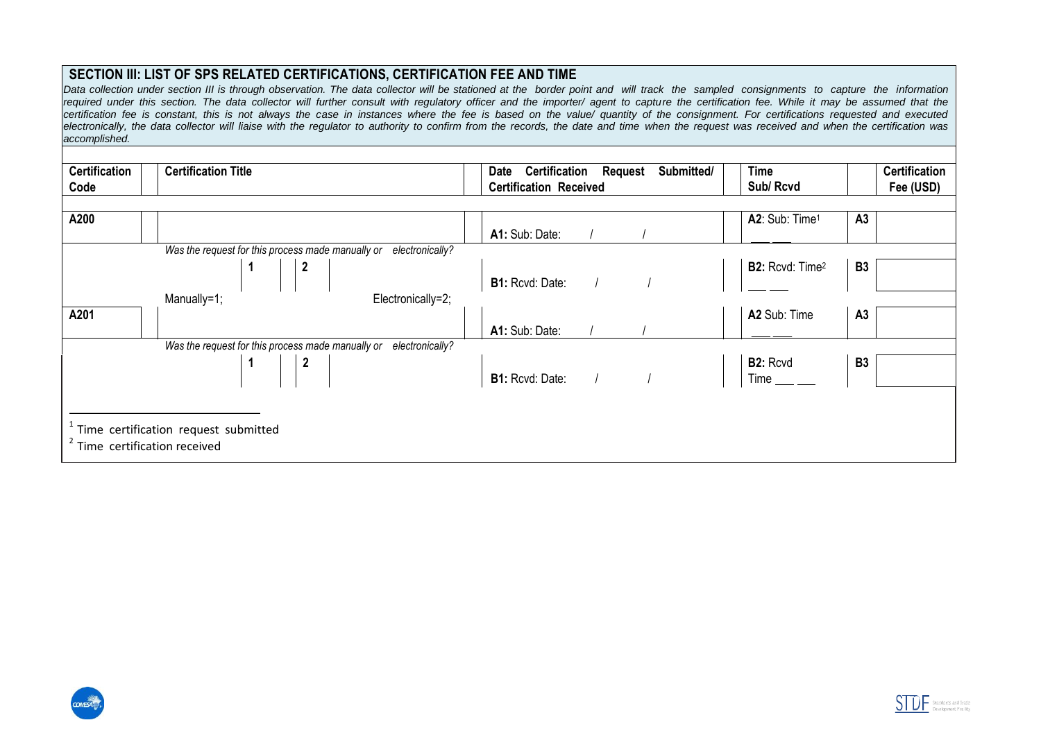## SECTION III: LIST OF SPS RELATED CERTIFICATIONS, CERTIFICATION FEE AND TIME

*Data collection under section III is through observation. The data collector will be stationed at the border point and will track the sampled consignments to capture the information required under this section. The data collector will further consult with regulatory officer and the importer/ agent to capture the certification fee. While it may be assumed that the certification fee is constant, this is not always the case in instances where the fee is based on the value/ quantity of the consignment. For certifications requested and executed electronically, the data collector will liaise with the regulator to authority to confirm from the records, the date and time when the request was received and when the certification was accomplished.*

| Certification Code | Certification Title | Date Certification Request Submitted/ Certification Received | Time Sub/ Rcvd | | Certification Fee (USD) |
|---|---|---|---|---|---|
| A200 | | A1: Sub: Date: / / | A2: Sub: Time[1] ___ ___ | A3 | |
| | *Was the request for this process made manually or electronically?* 1 / 2 — Manually=1; Electronically=2; | B1: Rcvd: Date: / / | B2: Rcvd: Time[2] ___ ___ | B3 | |
| A201 | | A1: Sub: Date: / / | A2 Sub: Time ___ ___ | A3 | |
| | *Was the request for this process made manually or electronically?* 1 / 2 | B1: Rcvd: Date: / / | B2: Rcvd Time ___ ___ | B3 | |

[1] Time certification request submitted
[2] Time certification received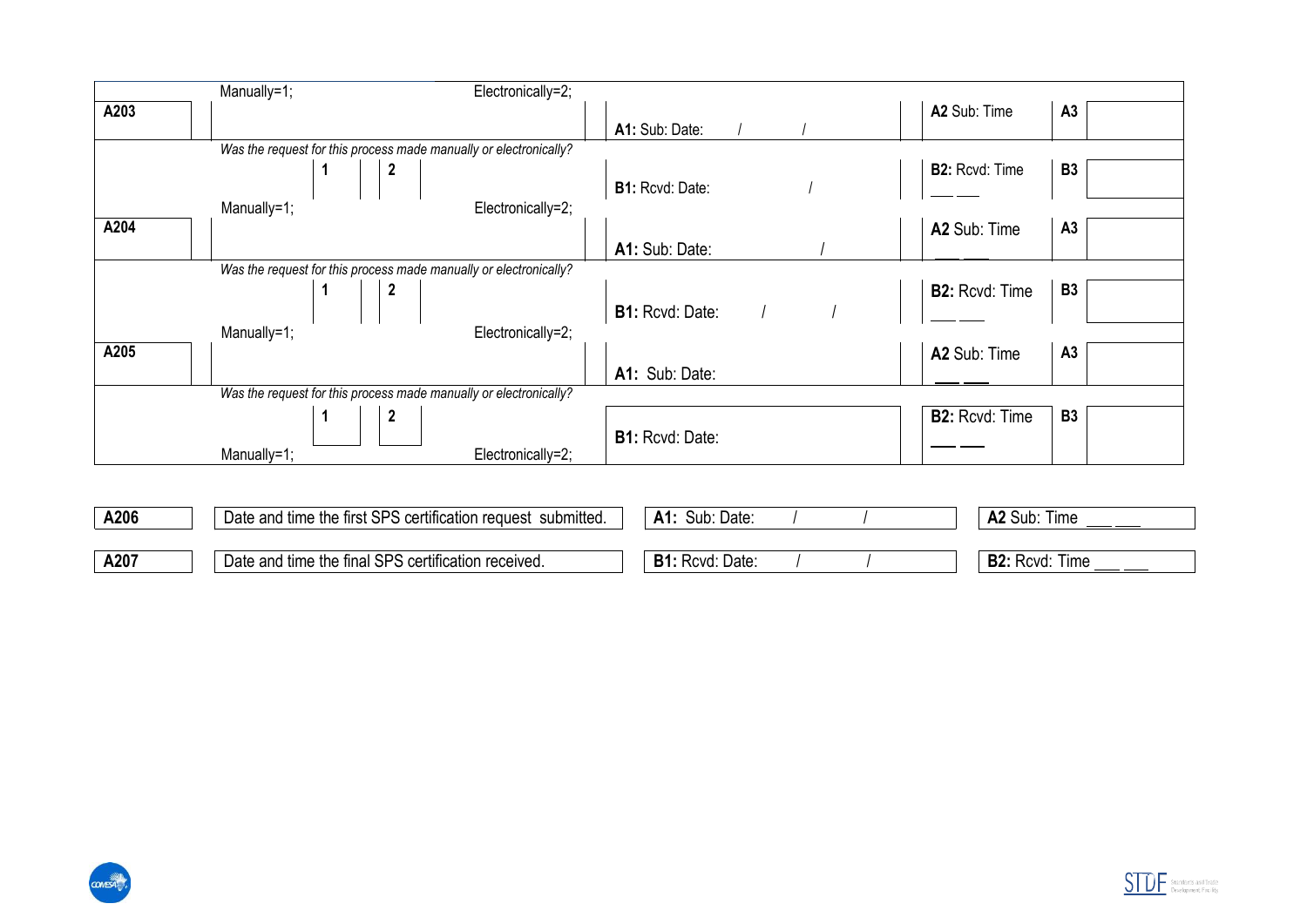| | | | | | |
|---|---|---|---|---|---|
| | Manually=1; Electronically=2; | | | | |
| A203 | | A1: Sub: Date: / / | A2 Sub: Time | A3 | |
| | *Was the request for this process made manually or electronically?* 1 2 | B1: Rcvd: Date: / | B2: Rcvd: Time ___ ___ | B3 | |
| | Manually=1; Electronically=2; | | | | |
| A204 | | A1: Sub: Date: / | A2 Sub: Time ___ ___ | A3 | |
| | *Was the request for this process made manually or electronically?* 1 2 | B1: Rcvd: Date: / / | B2: Rcvd: Time ___ ___ | B3 | |
| | Manually=1; Electronically=2; | | | | |
| A205 | | A1: Sub: Date: | A2 Sub: Time ___ ___ | A3 | |
| | *Was the request for this process made manually or electronically?* 1 2 | B1: Rcvd: Date: | B2: Rcvd: Time ___ ___ | B3 | |
| | Manually=1; Electronically=2; | | | | |

| | | | |
|---|---|---|---|
| A206 | Date and time the first SPS certification request submitted. | A1: Sub: Date: / / | A2 Sub: Time ___ ___ |
| A207 | Date and time the final SPS certification received. | B1: Rcvd: Date: / / | B2: Rcvd: Time ___ ___ |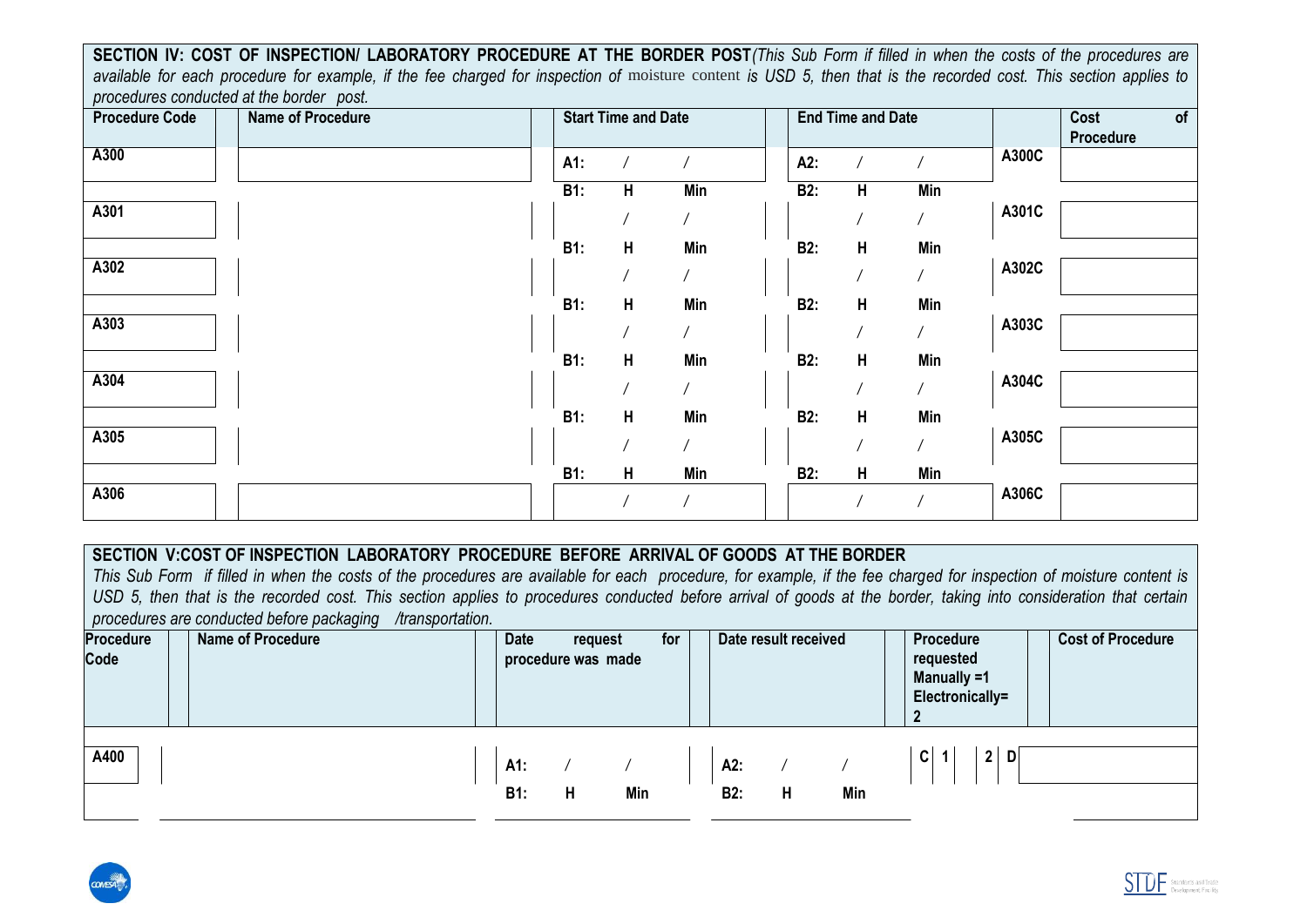**SECTION IV: COST OF INSPECTION/ LABORATORY PROCEDURE AT THE BORDER POST** *(This Sub Form if filled in when the costs of the procedures are available for each procedure for example, if the fee charged for inspection of moisture content is USD 5, then that is the recorded cost. This section applies to procedures conducted at the border post.*

| Procedure Code | Name of Procedure | Start Time and Date | End Time and Date | | Cost of Procedure |
|---|---|---|---|---|---|
| A300 | | A1: / / | A2: / / | A300C | |
| | | B1: H Min | B2: H Min | | |
| A301 | | / / | / / | A301C | |
| | | B1: H Min | B2: H Min | | |
| A302 | | / / | / / | A302C | |
| | | B1: H Min | B2: H Min | | |
| A303 | | / / | / / | A303C | |
| | | B1: H Min | B2: H Min | | |
| A304 | | / / | / / | A304C | |
| | | B1: H Min | B2: H Min | | |
| A305 | | / / | / / | A305C | |
| | | B1: H Min | B2: H Min | | |
| A306 | | / / | / / | A306C | |

**SECTION V:COST OF INSPECTION LABORATORY PROCEDURE BEFORE ARRIVAL OF GOODS AT THE BORDER**

*This Sub Form if filled in when the costs of the procedures are available for each procedure, for example, if the fee charged for inspection of moisture content is USD 5, then that is the recorded cost. This section applies to procedures conducted before arrival of goods at the border, taking into consideration that certain procedures are conducted before packaging /transportation.*

| Procedure Code | Name of Procedure | Date request for procedure was made | Date result received | Procedure requested Manually =1 Electronically= 2 | Cost of Procedure |
|---|---|---|---|---|---|
| A400 | | A1: / / | A2: / / | C 1 2 | D |
| | | B1: H Min | B2: H Min | | |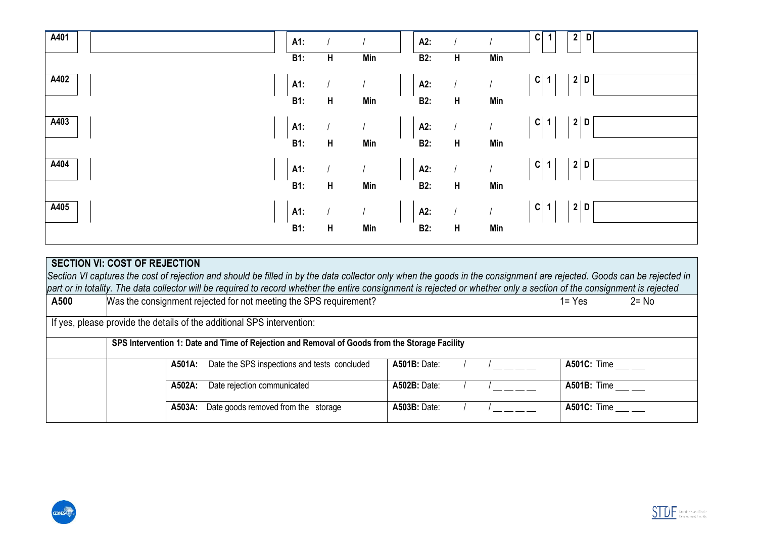| | | | | | |
|---|---|---|---|---|---|
| A401 | | A1: / / | A2: / / | C 1 2 D | |
| | | B1: H Min | B2: H Min | | |
| A402 | | A1: / / | A2: / / | C 1 2 D | |
| | | B1: H Min | B2: H Min | | |
| A403 | | A1: / / | A2: / / | C 1 2 D | |
| | | B1: H Min | B2: H Min | | |
| A404 | | A1: / / | A2: / / | C 1 2 D | |
| | | B1: H Min | B2: H Min | | |
| A405 | | A1: / / | A2: / / | C 1 2 D | |
| | | B1: H Min | B2: H Min | | |

## SECTION VI: COST OF REJECTION

*Section VI captures the cost of rejection and should be filled in by the data collector only when the goods in the consignment are rejected. Goods can be rejected in part or in totality. The data collector will be required to record whether the entire consignment is rejected or whether only a section of the consignment is rejected*

| | | | | |
|---|---|---|---|---|
| **A500** | Was the consignment rejected for not meeting the SPS requirement? | | | 1= Yes 2= No |
| If yes, please provide the details of the additional SPS intervention: | | | | |
| | **SPS Intervention 1: Date and Time of Rejection and Removal of Goods from the Storage Facility** | | | |
| | | **A501A:** Date the SPS inspections and tests concluded | **A501B:** Date: / / _ _ _ _ | **A501C:** Time ___ ___ |
| | | **A502A:** Date rejection communicated | **A502B:** Date: / / _ _ _ _ | **A501B:** Time ___ ___ |
| | | **A503A:** Date goods removed from the storage | **A503B:** Date: / / _ _ _ _ | **A501C:** Time ___ ___ |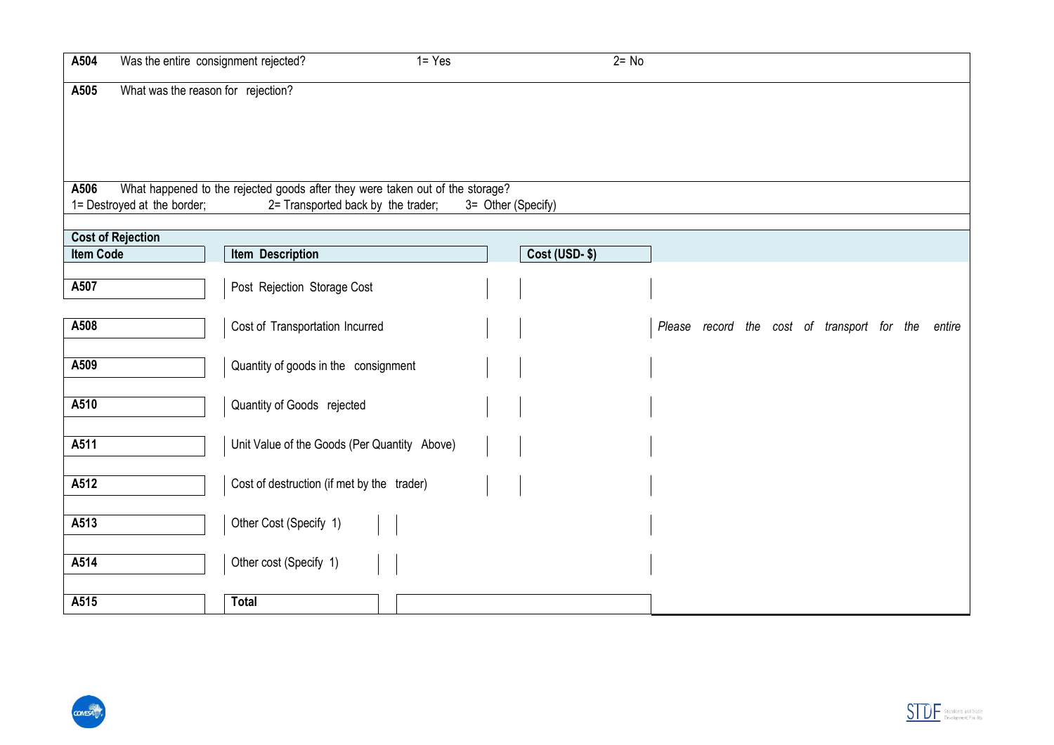| | | | |
|---|---|---|---|
| **A504** | Was the entire consignment rejected? | 1= Yes | 2= No |
| **A505** | What was the reason for rejection? | | |
| **A506** | What happened to the rejected goods after they were taken out of the storage?<br>1= Destroyed at the border; 2= Transported back by the trader; 3= Other (Specify) | | |

**Cost of Rejection**

| Item Code | Item Description | Cost (USD- $) | |
|---|---|---|---|
| A507 | Post Rejection Storage Cost | | |
| A508 | Cost of Transportation Incurred | | *Please record the cost of transport for the entire* |
| A509 | Quantity of goods in the consignment | | |
| A510 | Quantity of Goods rejected | | |
| A511 | Unit Value of the Goods (Per Quantity Above) | | |
| A512 | Cost of destruction (if met by the trader) | | |
| A513 | Other Cost (Specify 1) | | |
| A514 | Other cost (Specify 1) | | |
| A515 | **Total** | | |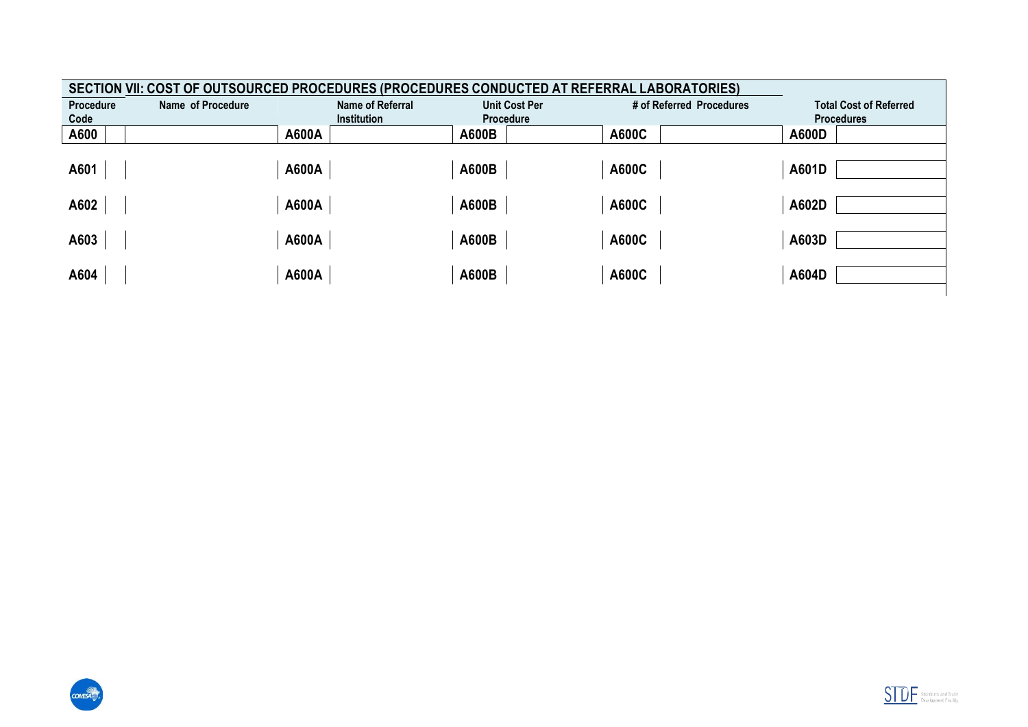| SECTION VII: COST OF OUTSOURCED PROCEDURES (PROCEDURES CONDUCTED AT REFERRAL LABORATORIES) | | | | | | | | | |
|---|---|---|---|---|---|---|---|---|---|
| Procedure Code | Name of Procedure | | Name of Referral Institution | | Unit Cost Per Procedure | | # of Referred Procedures | | Total Cost of Referred Procedures |
| A600 | | A600A | | A600B | | A600C | | A600D | |
| A601 | | A600A | | A600B | | A600C | | A601D | |
| A602 | | A600A | | A600B | | A600C | | A602D | |
| A603 | | A600A | | A600B | | A600C | | A603D | |
| A604 | | A600A | | A600B | | A600C | | A604D | |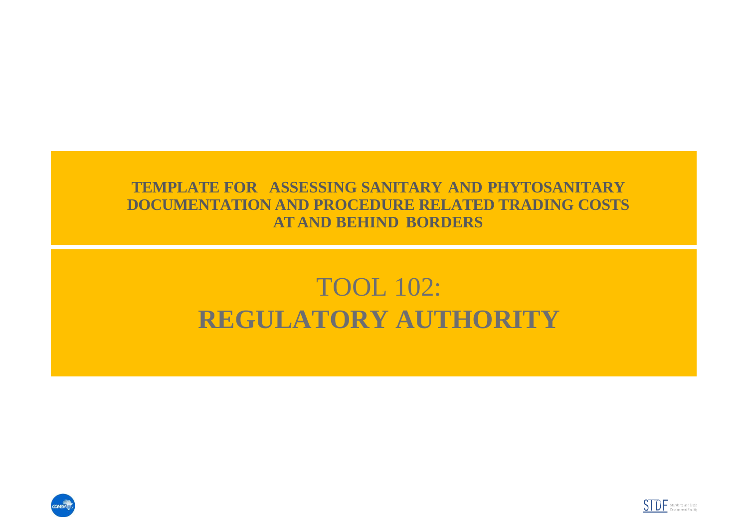**TEMPLATE FOR ASSESSING SANITARY AND PHYTOSANITARY DOCUMENTATION AND PROCEDURE RELATED TRADING COSTS AT AND BEHIND BORDERS**

# TOOL 102: **REGULATORY AUTHORITY**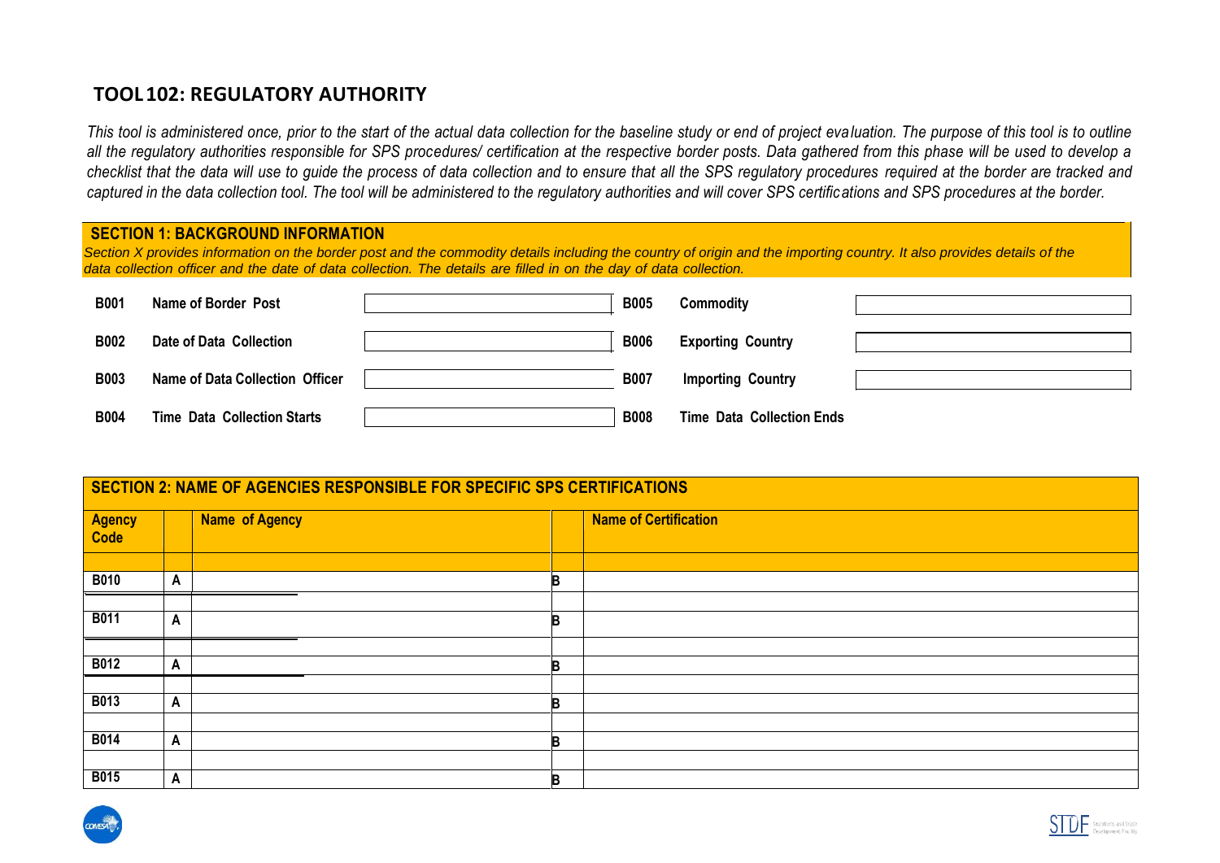## TOOL 102: REGULATORY AUTHORITY

*This tool is administered once, prior to the start of the actual data collection for the baseline study or end of project evaluation. The purpose of this tool is to outline all the regulatory authorities responsible for SPS procedures/ certification at the respective border posts. Data gathered from this phase will be used to develop a checklist that the data will use to guide the process of data collection and to ensure that all the SPS regulatory procedures required at the border are tracked and captured in the data collection tool. The tool will be administered to the regulatory authorities and will cover SPS certifications and SPS procedures at the border.*

### SECTION 1: BACKGROUND INFORMATION

*Section X provides information on the border post and the commodity details including the country of origin and the importing country. It also provides details of the data collection officer and the date of data collection. The details are filled in on the day of data collection.*

| | | | | | |
|---|---|---|---|---|---|
| **B001** | **Name of Border Post** | | **B005** | **Commodity** | |
| **B002** | **Date of Data Collection** | | **B006** | **Exporting Country** | |
| **B003** | **Name of Data Collection Officer** | | **B007** | **Importing Country** | |
| **B004** | **Time Data Collection Starts** | | **B008** | **Time Data Collection Ends** | |

### SECTION 2: NAME OF AGENCIES RESPONSIBLE FOR SPECIFIC SPS CERTIFICATIONS

| **Agency Code** | | **Name of Agency** | | **Name of Certification** |
|---|---|---|---|---|
| | | | | |
| **B010** | **A** | | **B** | |
| | | | | |
| **B011** | **A** | | **B** | |
| | | | | |
| **B012** | **A** | | **B** | |
| | | | | |
| **B013** | **A** | | **B** | |
| | | | | |
| **B014** | **A** | | **B** | |
| | | | | |
| **B015** | **A** | | **B** | |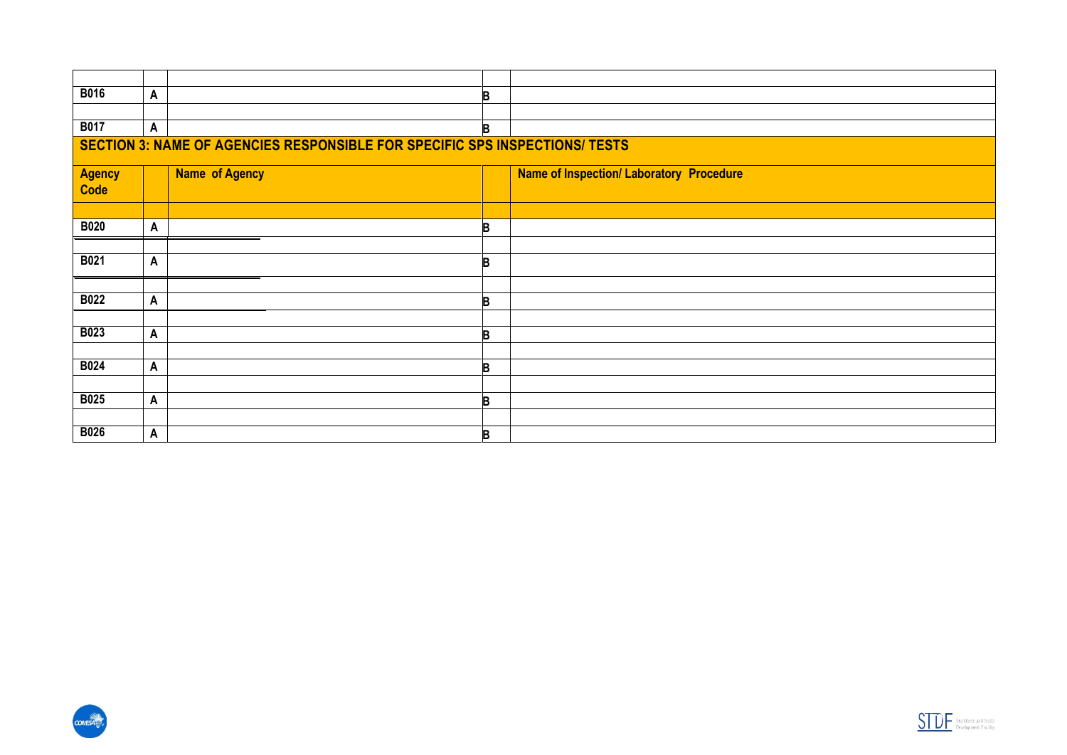| | | | | |
|---|---|---|---|---|
| B016 | A | | B | |
| | | | | |
| B017 | A | | B | |

## SECTION 3: NAME OF AGENCIES RESPONSIBLE FOR SPECIFIC SPS INSPECTIONS/ TESTS

| Agency Code | | Name of Agency | | Name of Inspection/ Laboratory Procedure |
|---|---|---|---|---|
| | | | | |
| B020 | A | | B | |
| | | | | |
| B021 | A | | B | |
| | | | | |
| B022 | A | | B | |
| | | | | |
| B023 | A | | B | |
| | | | | |
| B024 | A | | B | |
| | | | | |
| B025 | A | | B | |
| | | | | |
| B026 | A | | B | |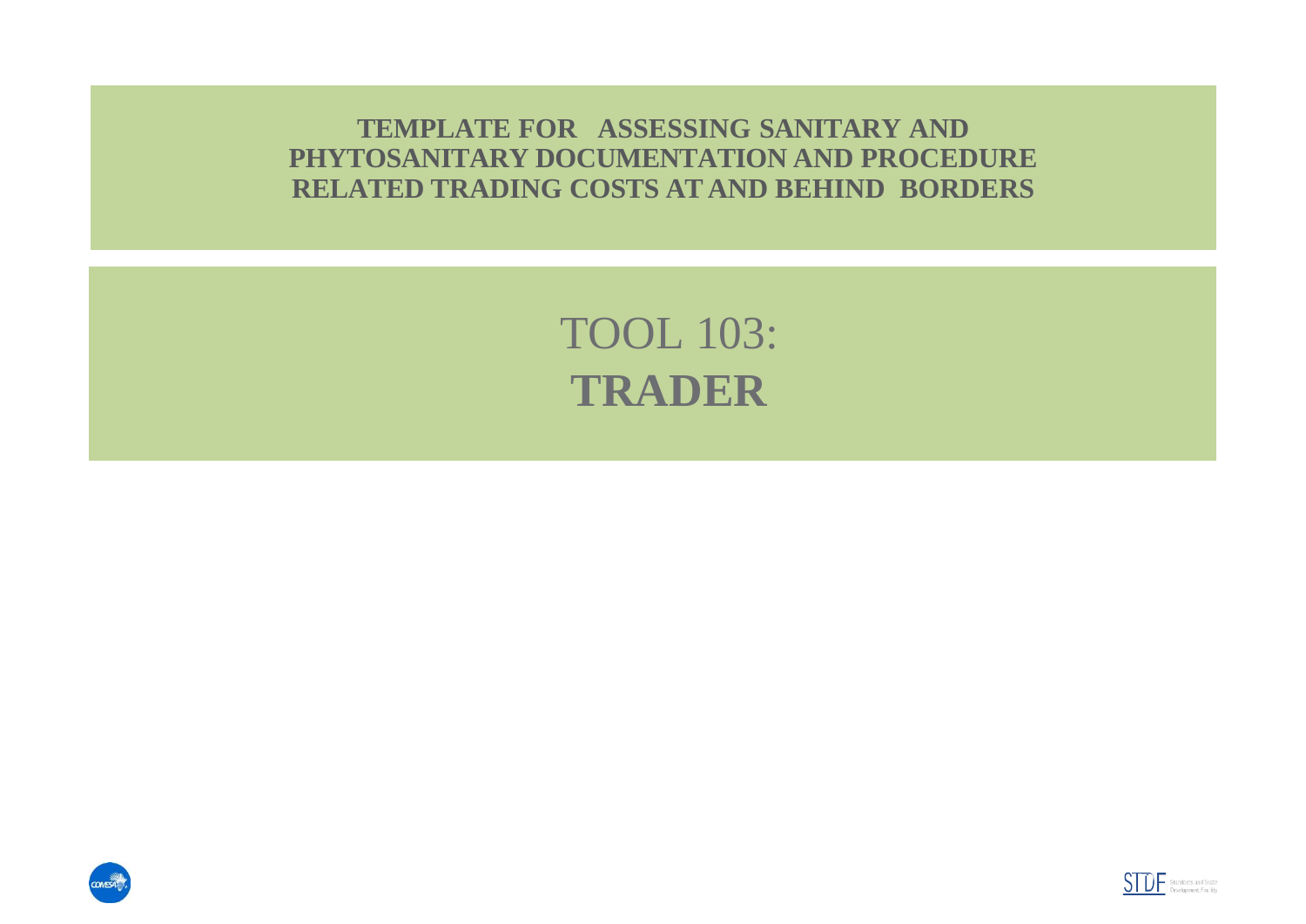# TEMPLATE FOR ASSESSING SANITARY AND PHYTOSANITARY DOCUMENTATION AND PROCEDURE RELATED TRADING COSTS AT AND BEHIND BORDERS

## TOOL 103:

## TRADER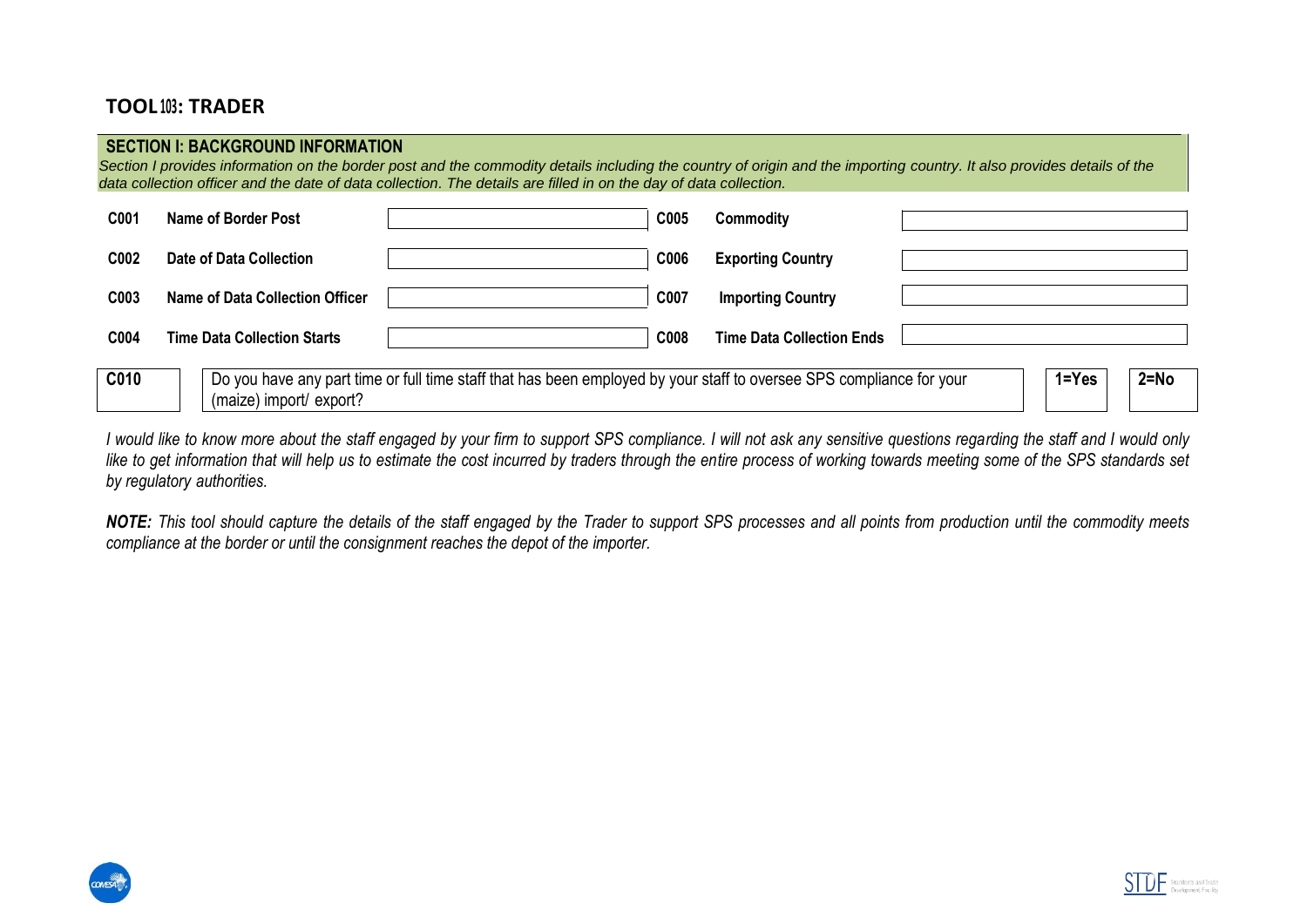## TOOL 103: TRADER

### SECTION I: BACKGROUND INFORMATION

*Section I provides information on the border post and the commodity details including the country of origin and the importing country. It also provides details of the data collection officer and the date of data collection. The details are filled in on the day of data collection.*

| | | | | | |
|---|---|---|---|---|---|
| **C001** | **Name of Border Post** | | **C005** | **Commodity** | |
| **C002** | **Date of Data Collection** | | **C006** | **Exporting Country** | |
| **C003** | **Name of Data Collection Officer** | | **C007** | **Importing Country** | |
| **C004** | **Time Data Collection Starts** | | **C008** | **Time Data Collection Ends** | |

| | | | |
|---|---|---|---|
| **C010** | Do you have any part time or full time staff that has been employed by your staff to oversee SPS compliance for your (maize) import/ export? | **1=Yes** | **2=No** |

*I would like to know more about the staff engaged by your firm to support SPS compliance. I will not ask any sensitive questions regarding the staff and I would only like to get information that will help us to estimate the cost incurred by traders through the entire process of working towards meeting some of the SPS standards set by regulatory authorities.*

***NOTE:*** *This tool should capture the details of the staff engaged by the Trader to support SPS processes and all points from production until the commodity meets compliance at the border or until the consignment reaches the depot of the importer.*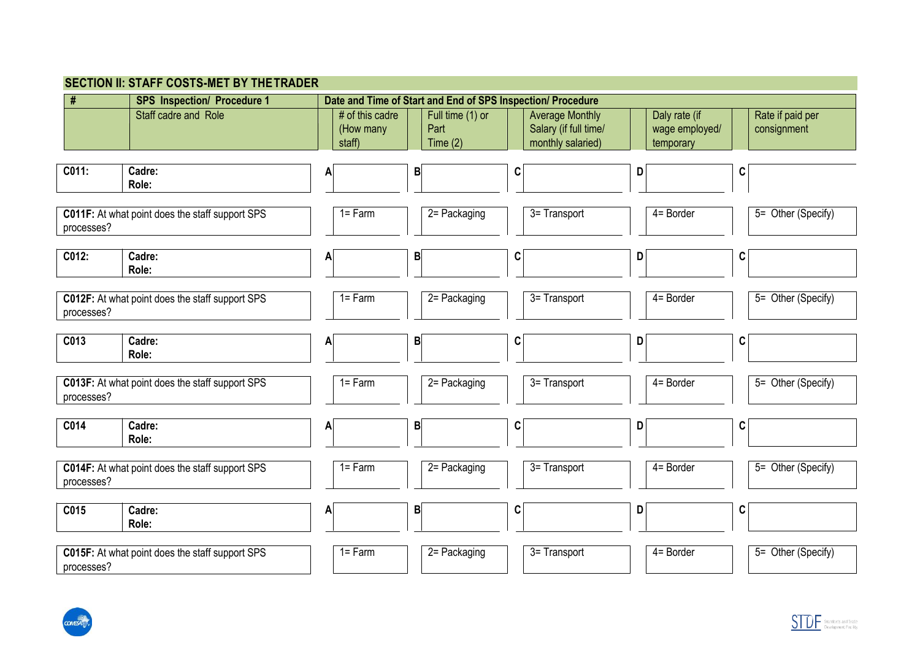## SECTION II: STAFF COSTS-MET BY THE TRADER

| # | SPS Inspection/ Procedure 1 | Date and Time of Start and End of SPS Inspection/ Procedure | | | | |
|---|---|---|---|---|---|---|
| | Staff cadre and Role | # of this cadre (How many staff) | Full time (1) or Part Time (2) | Average Monthly Salary (if full time/ monthly salaried) | Daly rate (if wage employed/ temporary | Rate if paid per consignment |
| **C011:** | **Cadre:**<br>**Role:** | A | B | C | D | C |
| **C011F:** At what point does the staff support SPS processes? | | 1= Farm | 2= Packaging | 3= Transport | 4= Border | 5= Other (Specify) |
| **C012:** | **Cadre:**<br>**Role:** | A | B | C | D | C |
| **C012F:** At what point does the staff support SPS processes? | | 1= Farm | 2= Packaging | 3= Transport | 4= Border | 5= Other (Specify) |
| **C013** | **Cadre:**<br>**Role:** | A | B | C | D | C |
| **C013F:** At what point does the staff support SPS processes? | | 1= Farm | 2= Packaging | 3= Transport | 4= Border | 5= Other (Specify) |
| **C014** | **Cadre:**<br>**Role:** | A | B | C | D | C |
| **C014F:** At what point does the staff support SPS processes? | | 1= Farm | 2= Packaging | 3= Transport | 4= Border | 5= Other (Specify) |
| **C015** | **Cadre:**<br>**Role:** | A | B | C | D | C |
| **C015F:** At what point does the staff support SPS processes? | | 1= Farm | 2= Packaging | 3= Transport | 4= Border | 5= Other (Specify) |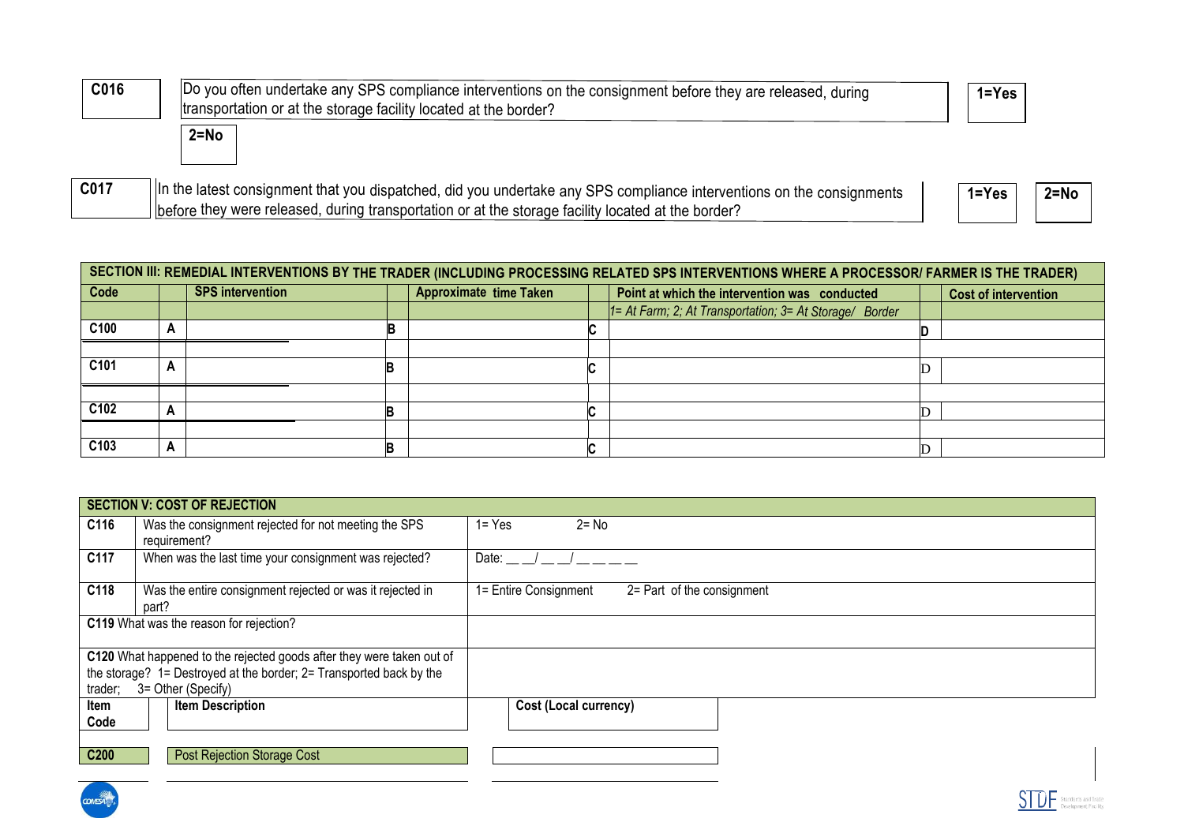| C016 | Do you often undertake any SPS compliance interventions on the consignment before they are released, during transportation or at the storage facility located at the border? | 1=Yes | 2=No |
|---|---|---|---|

| C017 | In the latest consignment that you dispatched, did you undertake any SPS compliance interventions on the consignments before they were released, during transportation or at the storage facility located at the border? | 1=Yes | 2=No |
|---|---|---|---|

| SECTION III: REMEDIAL INTERVENTIONS BY THE TRADER (INCLUDING PROCESSING RELATED SPS INTERVENTIONS WHERE A PROCESSOR/ FARMER IS THE TRADER) | | | | | | | | |
|---|---|---|---|---|---|---|---|---|
| Code | | SPS intervention | | Approximate time Taken | | Point at which the intervention was conducted | | Cost of intervention |
| | | | | | | *1= At Farm; 2; At Transportation; 3= At Storage/ Border* | | |
| C100 | A | | B | | C | | D | |
| C101 | A | | B | | C | | D | |
| C102 | A | | B | | C | | D | |
| C103 | A | | B | | C | | D | |

| SECTION V: COST OF REJECTION | | |
|---|---|---|
| C116 | Was the consignment rejected for not meeting the SPS requirement? | 1= Yes 2= No |
| C117 | When was the last time your consignment was rejected? | Date: __ __/ __ __/ __ __ __ __ |
| C118 | Was the entire consignment rejected or was it rejected in part? | 1= Entire Consignment 2= Part of the consignment |
| **C119** What was the reason for rejection? | | |
| **C120** What happened to the rejected goods after they were taken out of the storage? 1= Destroyed at the border; 2= Transported back by the trader; 3= Other (Specify) | | |

| Item Code | Item Description | Cost (Local currency) |
|---|---|---|
| C200 | Post Rejection Storage Cost | |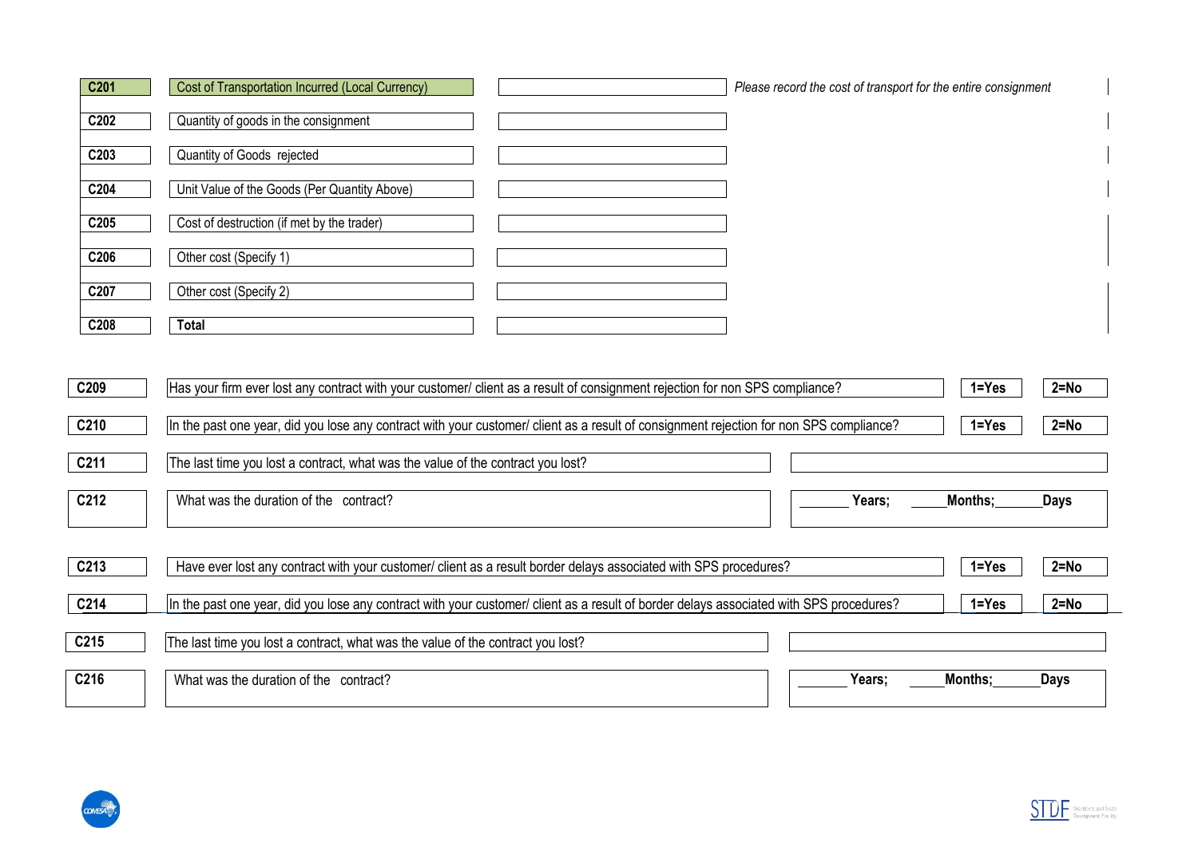| Code | Item | Value | Note |
|---|---|---|---|
| C201 | Cost of Transportation Incurred (Local Currency) | | *Please record the cost of transport for the entire consignment* |
| C202 | Quantity of goods in the consignment | | |
| C203 | Quantity of Goods rejected | | |
| C204 | Unit Value of the Goods (Per Quantity Above) | | |
| C205 | Cost of destruction (if met by the trader) | | |
| C206 | Other cost (Specify 1) | | |
| C207 | Other cost (Specify 2) | | |
| C208 | **Total** | | |

| Code | Question | Response | |
|---|---|---|---|
| C209 | Has your firm ever lost any contract with your customer/ client as a result of consignment rejection for non SPS compliance? | **1=Yes** | **2=No** |
| C210 | In the past one year, did you lose any contract with your customer/ client as a result of consignment rejection for non SPS compliance? | **1=Yes** | **2=No** |
| C211 | The last time you lost a contract, what was the value of the contract you lost? | | |
| C212 | What was the duration of the contract? | ______ **Years;** _____**Months;**______**Days** | |
| C213 | Have ever lost any contract with your customer/ client as a result border delays associated with SPS procedures? | **1=Yes** | **2=No** |
| C214 | In the past one year, did you lose any contract with your customer/ client as a result of border delays associated with SPS procedures? | **1=Yes** | **2=No** |
| C215 | The last time you lost a contract, what was the value of the contract you lost? | | |
| C216 | What was the duration of the contract? | ______ **Years;** _____**Months;**______**Days** | |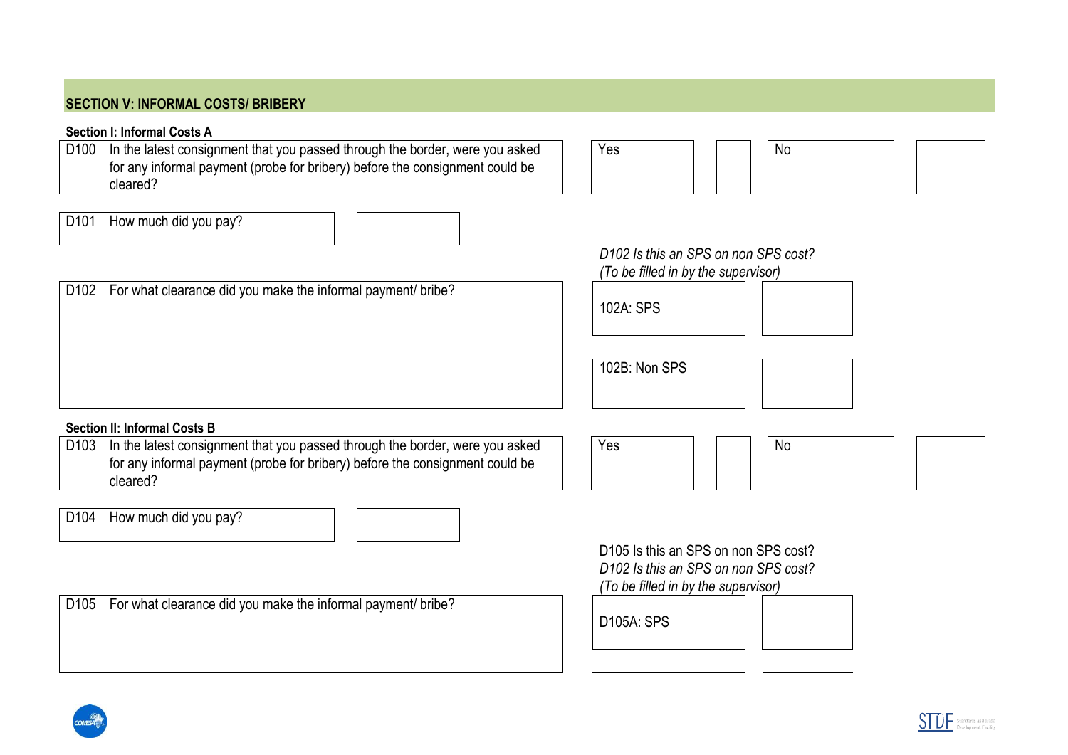## SECTION V: INFORMAL COSTS/ BRIBERY

**Section I: Informal Costs A**

| | | | | | |
|---|---|---|---|---|---|
| D100 | In the latest consignment that you passed through the border, were you asked for any informal payment (probe for bribery) before the consignment could be cleared? | Yes | | No | |

| | | |
|---|---|---|
| D101 | How much did you pay? | |

*D102 Is this an SPS on non SPS cost?*
*(To be filled in by the supervisor)*

| | | | |
|---|---|---|---|
| D102 | For what clearance did you make the informal payment/ bribe? | 102A: SPS | |
| | | 102B: Non SPS | |

**Section II: Informal Costs B**

| | | | | | |
|---|---|---|---|---|---|
| D103 | In the latest consignment that you passed through the border, were you asked for any informal payment (probe for bribery) before the consignment could be cleared? | Yes | | No | |

| | | |
|---|---|---|
| D104 | How much did you pay? | |

D105 Is this an SPS on non SPS cost?
*D102 Is this an SPS on non SPS cost?*
*(To be filled in by the supervisor)*

| | | | |
|---|---|---|---|
| D105 | For what clearance did you make the informal payment/ bribe? | D105A: SPS | |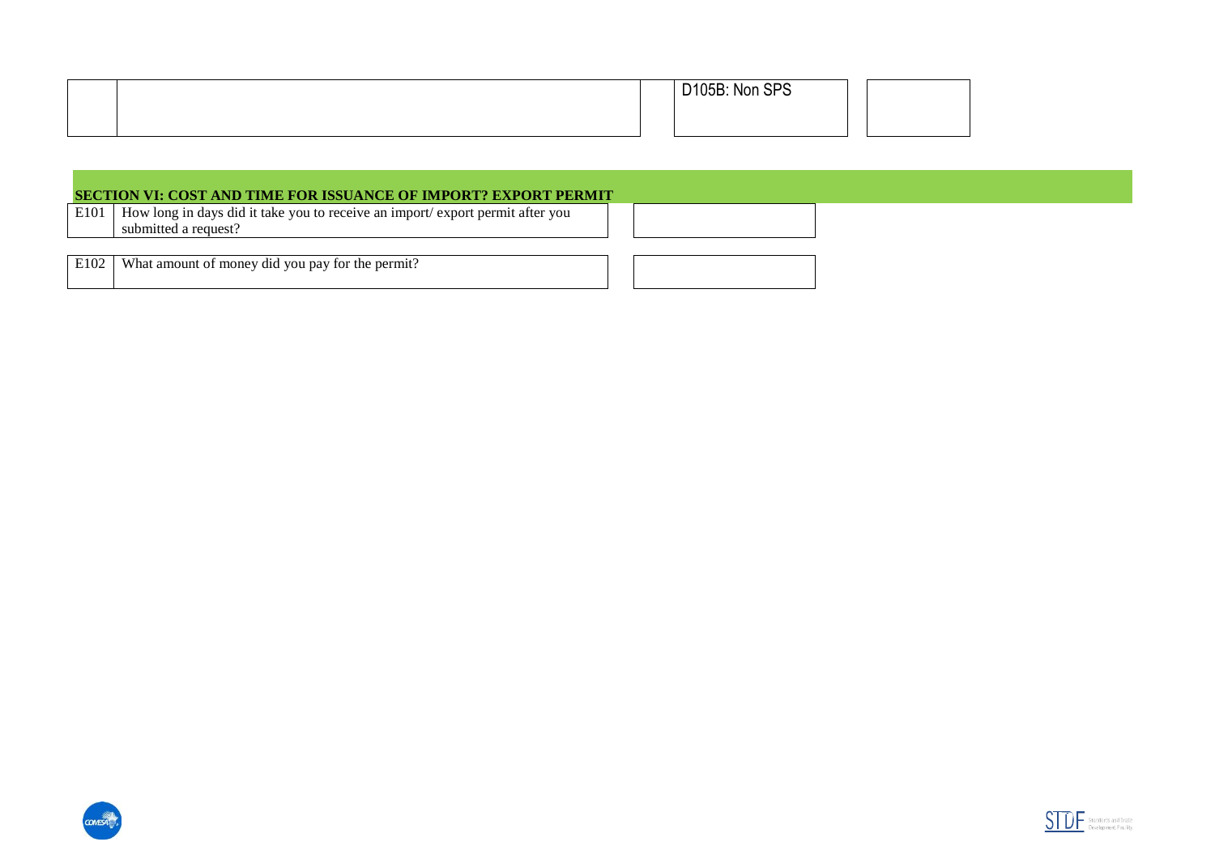| | | D105B: Non SPS | |
|---|---|---|---|

## SECTION VI: COST AND TIME FOR ISSUANCE OF IMPORT? EXPORT PERMIT

| | | |
|---|---|---|
| E101 | How long in days did it take you to receive an import/ export permit after you submitted a request? | |
| E102 | What amount of money did you pay for the permit? | |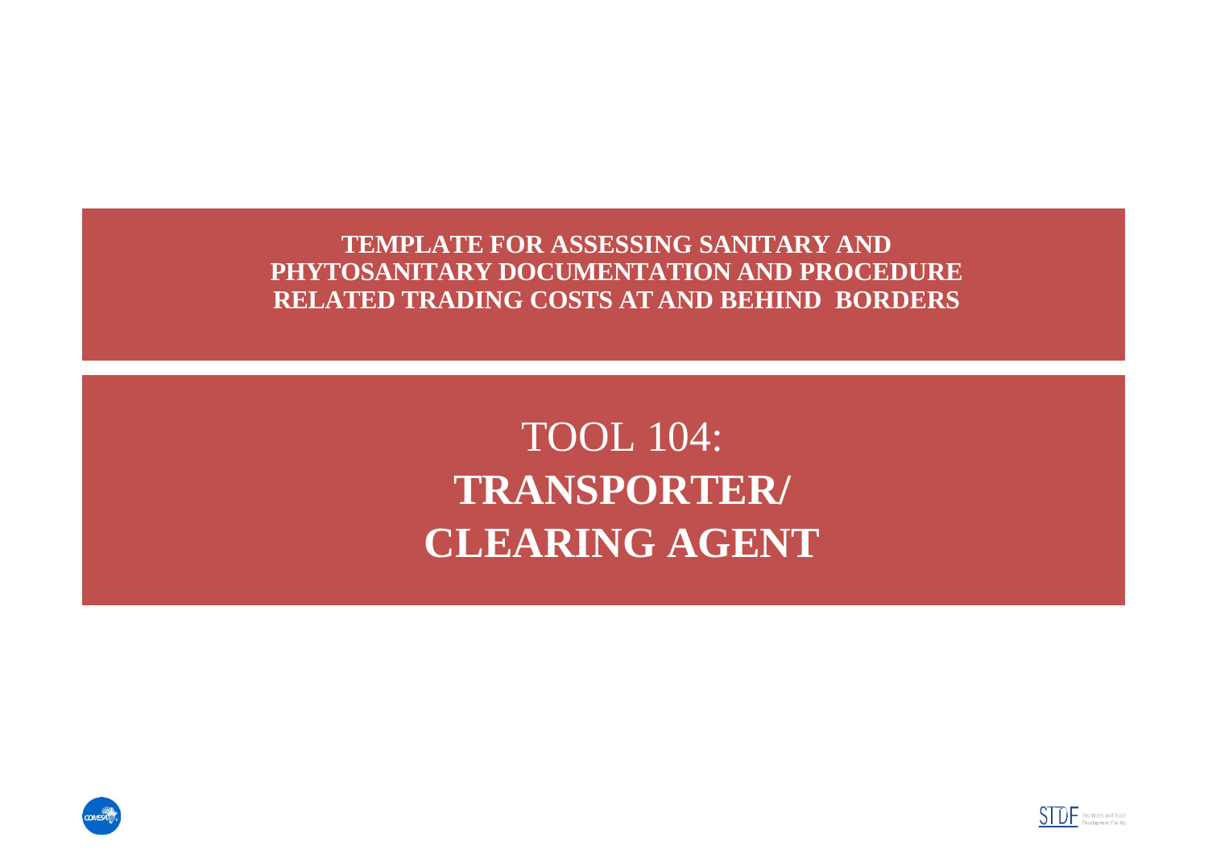# TEMPLATE FOR ASSESSING SANITARY AND PHYTOSANITARY DOCUMENTATION AND PROCEDURE RELATED TRADING COSTS AT AND BEHIND BORDERS

# TOOL 104: **TRANSPORTER/ CLEARING AGENT**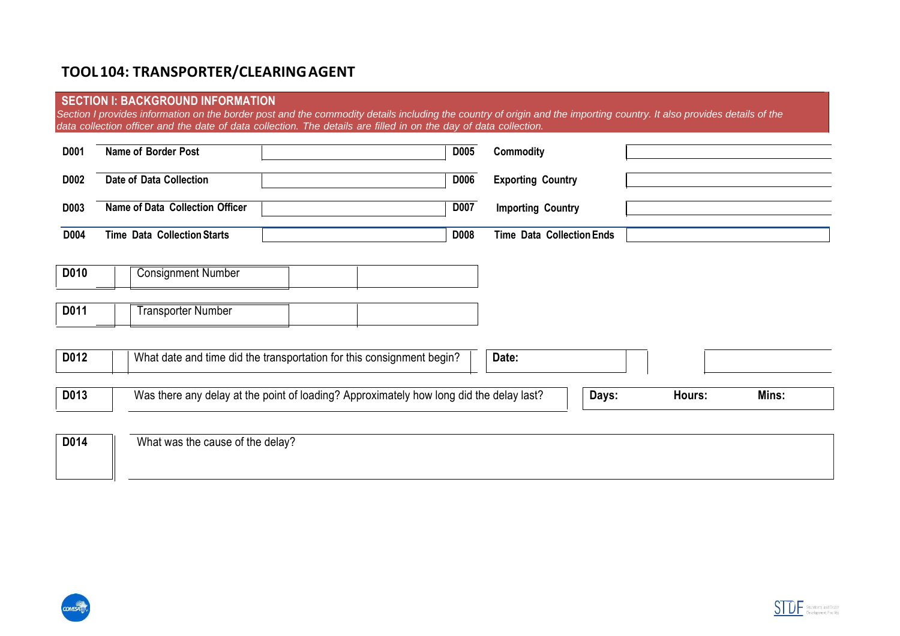## TOOL 104: TRANSPORTER/CLEARING AGENT

### SECTION I: BACKGROUND INFORMATION

*Section I provides information on the border post and the commodity details including the country of origin and the importing country. It also provides details of the data collection officer and the date of data collection. The details are filled in on the day of data collection.*

| | | | | | |
|---|---|---|---|---|---|
| **D001** | **Name of Border Post** | | **D005** | **Commodity** | |
| **D002** | **Date of Data Collection** | | **D006** | **Exporting Country** | |
| **D003** | **Name of Data Collection Officer** | | **D007** | **Importing Country** | |
| **D004** | **Time Data Collection Starts** | | **D008** | **Time Data Collection Ends** | |

| | | | |
|---|---|---|---|
| **D010** | Consignment Number | | |
| **D011** | Transporter Number | | |

| | | | | |
|---|---|---|---|---|
| **D012** | What date and time did the transportation for this consignment begin? | **Date:** | | |
| **D013** | Was there any delay at the point of loading? Approximately how long did the delay last? | **Days:** | **Hours:** | **Mins:** |
| **D014** | What was the cause of the delay? | | | |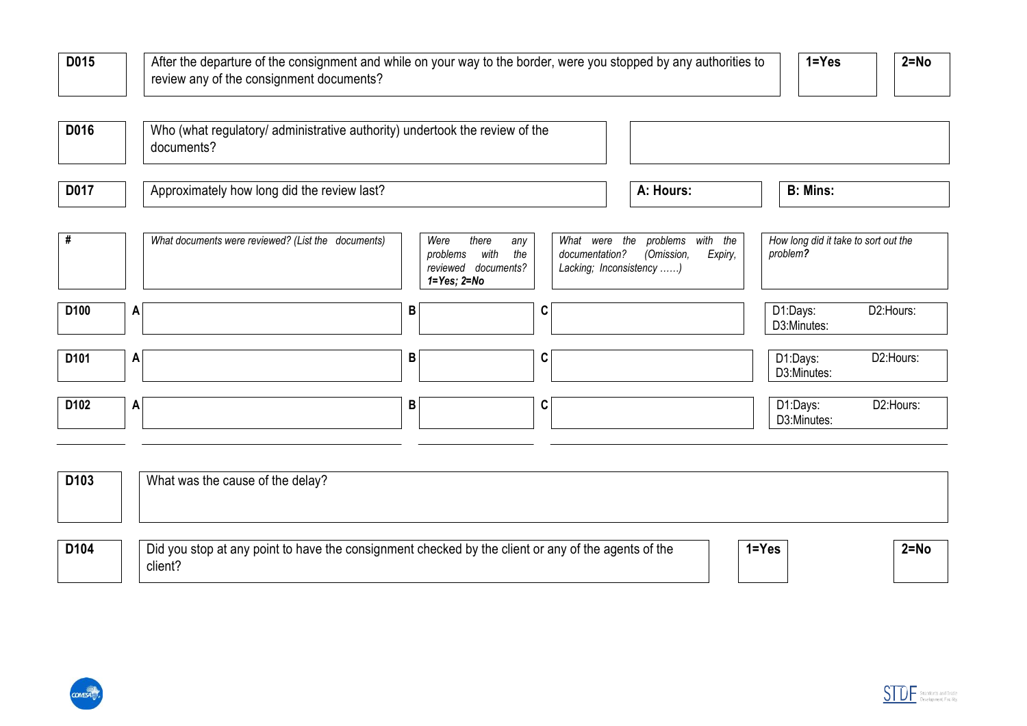| D015 | After the departure of the consignment and while on your way to the border, were you stopped by any authorities to review any of the consignment documents? | 1=Yes | 2=No |
|---|---|---|---|

| D016 | Who (what regulatory/ administrative authority) undertook the review of the documents? | |
|---|---|---|
| D017 | Approximately how long did the review last? | A: Hours: | B: Mins: |

| # | *What documents were reviewed? (List the documents)* | *Were there any problems with the reviewed documents?* ***1=Yes; 2=No*** | *What were the problems with the documentation? (Omission, Expiry, Lacking; Inconsistency ……)* | *How long did it take to sort out the problem?* |
|---|---|---|---|---|
| D100 | A | B | C | D1:Days: D2:Hours: D3:Minutes: |
| D101 | A | B | C | D1:Days: D2:Hours: D3:Minutes: |
| D102 | A | B | C | D1:Days: D2:Hours: D3:Minutes: |

| D103 | What was the cause of the delay? |
|---|---|

| D104 | Did you stop at any point to have the consignment checked by the client or any of the agents of the client? | 1=Yes | 2=No |
|---|---|---|---|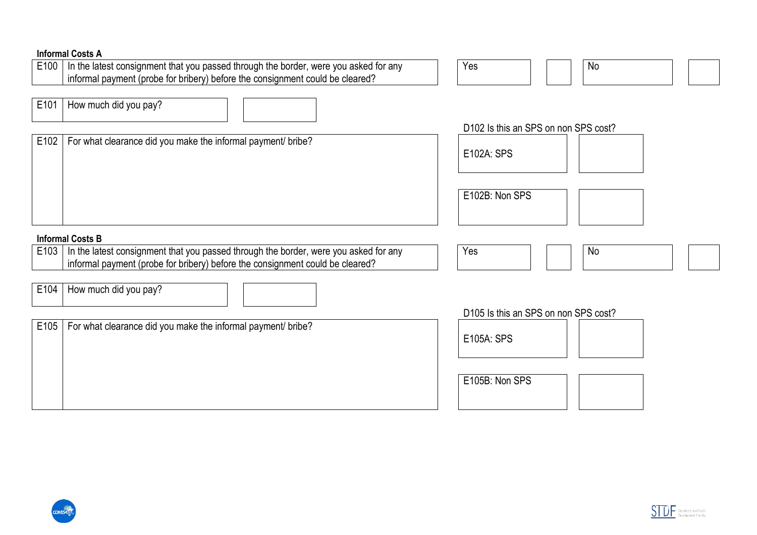**Informal Costs A**

| E100 | In the latest consignment that you passed through the border, were you asked for any informal payment (probe for bribery) before the consignment could be cleared? | Yes | | No | |
|---|---|---|---|---|---|

| E101 | How much did you pay? | |
|---|---|---|

D102 Is this an SPS on non SPS cost?

| E102 | For what clearance did you make the informal payment/ bribe? | E102A: SPS | |
|---|---|---|---|
| | | E102B: Non SPS | |

**Informal Costs B**

| E103 | In the latest consignment that you passed through the border, were you asked for any informal payment (probe for bribery) before the consignment could be cleared? | Yes | | No | |
|---|---|---|---|---|---|

| E104 | How much did you pay? | |
|---|---|---|

D105 Is this an SPS on non SPS cost?

| E105 | For what clearance did you make the informal payment/ bribe? | E105A: SPS | |
|---|---|---|---|
| | | E105B: Non SPS | |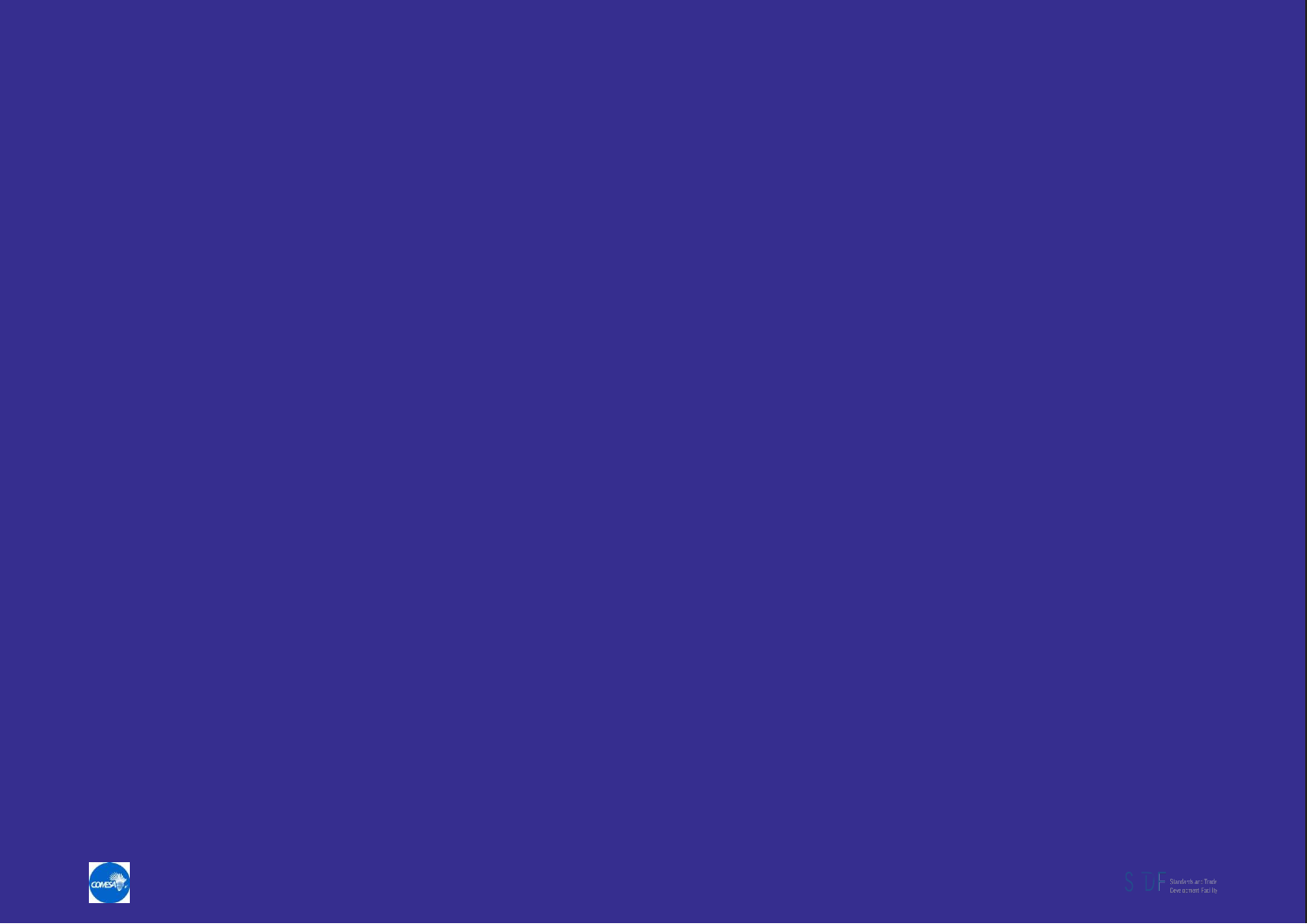Standards and Trade
Development Facility